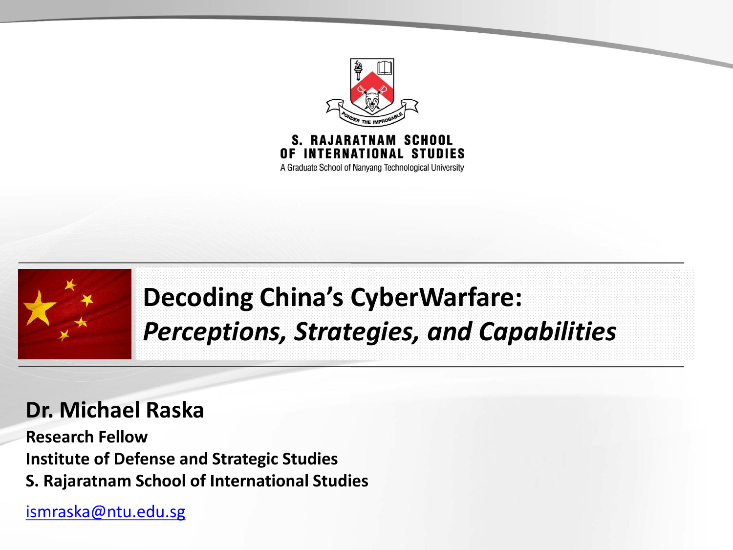S. RAJARATNAM SCHOOL OF INTERNATIONAL STUDIES

A Graduate School of Nanyang Technological University

# Decoding China's CyberWarfare:

## *Perceptions, Strategies, and Capabilities*

**Dr. Michael Raska**

**Research Fellow**

**Institute of Defense and Strategic Studies**

**S. Rajaratnam School of International Studies**

ismraska@ntu.edu.sg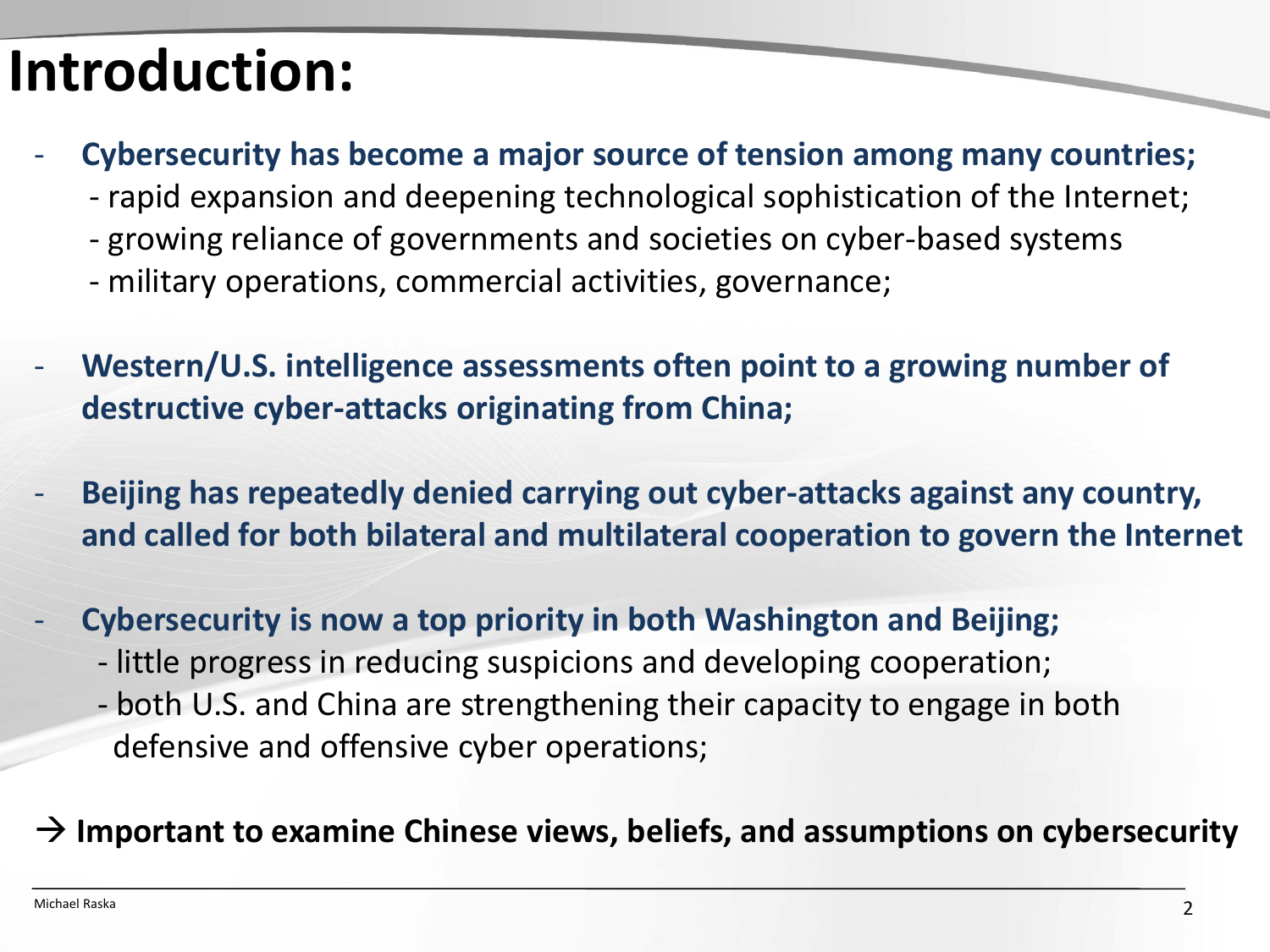# Introduction:

- **Cybersecurity has become a major source of tension among many countries;**
  - rapid expansion and deepening technological sophistication of the Internet;
  - growing reliance of governments and societies on cyber-based systems
  - military operations, commercial activities, governance;

- **Western/U.S. intelligence assessments often point to a growing number of destructive cyber-attacks originating from China;**

- **Beijing has repeatedly denied carrying out cyber-attacks against any country, and called for both bilateral and multilateral cooperation to govern the Internet**

- **Cybersecurity is now a top priority in both Washington and Beijing;**
  - little progress in reducing suspicions and developing cooperation;
  - both U.S. and China are strengthening their capacity to engage in both defensive and offensive cyber operations;

→ **Important to examine Chinese views, beliefs, and assumptions on cybersecurity**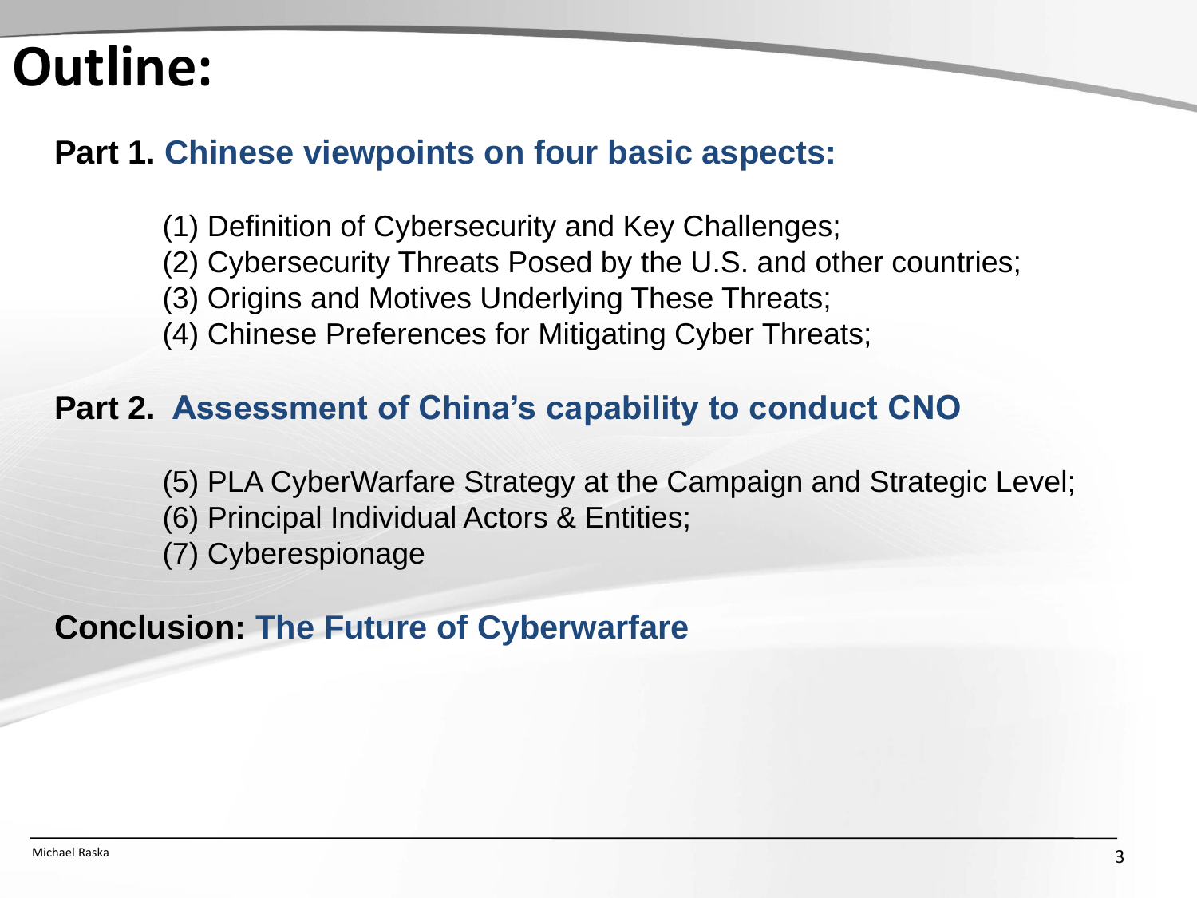# Outline:

**Part 1. Chinese viewpoints on four basic aspects:**

(1) Definition of Cybersecurity and Key Challenges;
(2) Cybersecurity Threats Posed by the U.S. and other countries;
(3) Origins and Motives Underlying These Threats;
(4) Chinese Preferences for Mitigating Cyber Threats;

**Part 2. Assessment of China's capability to conduct CNO**

(5) PLA CyberWarfare Strategy at the Campaign and Strategic Level;
(6) Principal Individual Actors & Entities;
(7) Cyberespionage

**Conclusion: The Future of Cyberwarfare**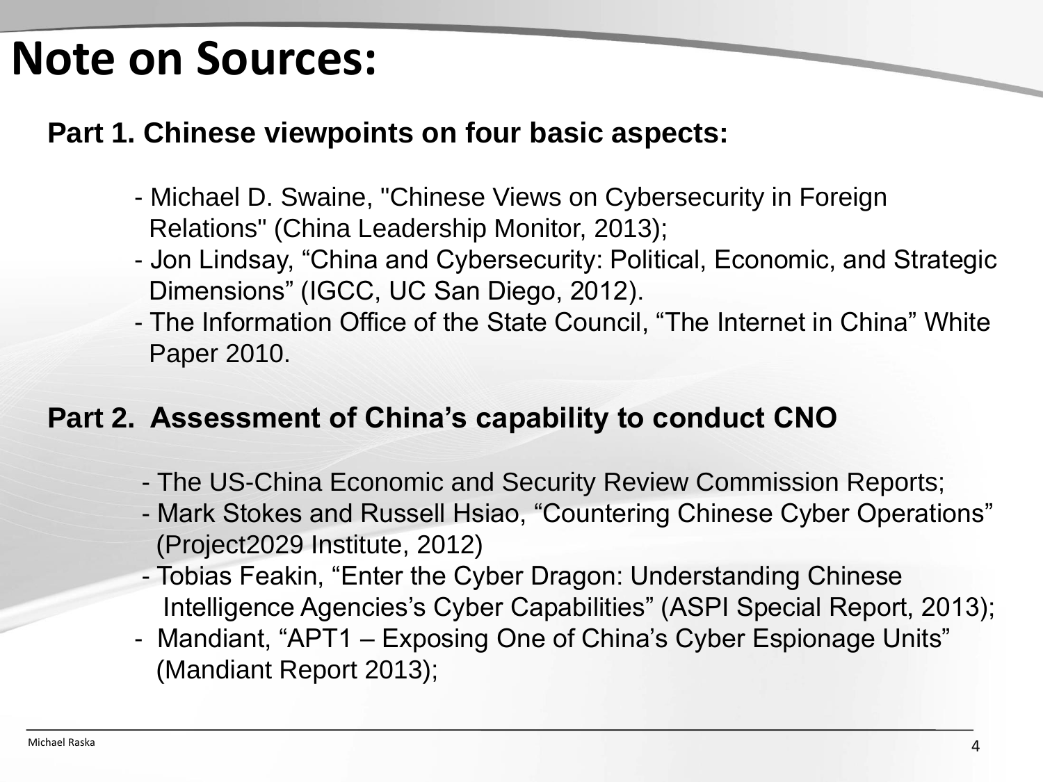# Note on Sources:

## Part 1. Chinese viewpoints on four basic aspects:

- Michael D. Swaine, "Chinese Views on Cybersecurity in Foreign Relations" (China Leadership Monitor, 2013);
- Jon Lindsay, "China and Cybersecurity: Political, Economic, and Strategic Dimensions" (IGCC, UC San Diego, 2012).
- The Information Office of the State Council, "The Internet in China" White Paper 2010.

## Part 2. Assessment of China's capability to conduct CNO

- The US-China Economic and Security Review Commission Reports;
- Mark Stokes and Russell Hsiao, "Countering Chinese Cyber Operations" (Project2029 Institute, 2012)
- Tobias Feakin, "Enter the Cyber Dragon: Understanding Chinese Intelligence Agencies's Cyber Capabilities" (ASPI Special Report, 2013);
- Mandiant, "APT1 – Exposing One of China's Cyber Espionage Units" (Mandiant Report 2013);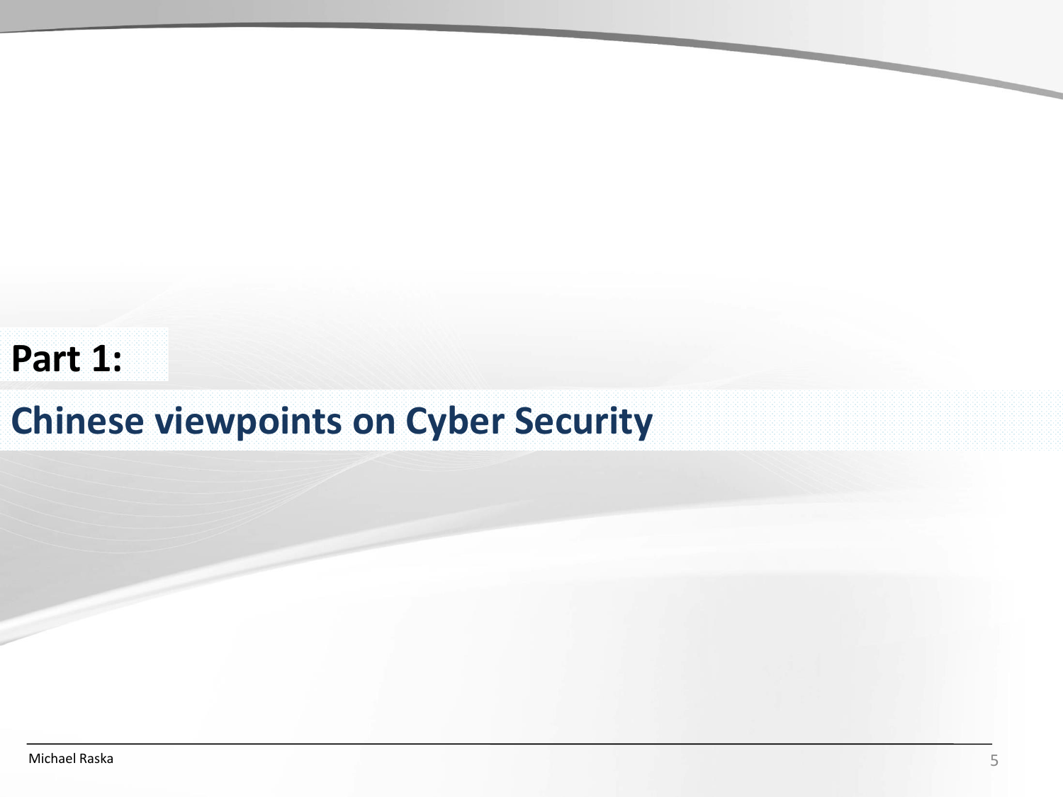**Part 1:**

## Chinese viewpoints on Cyber Security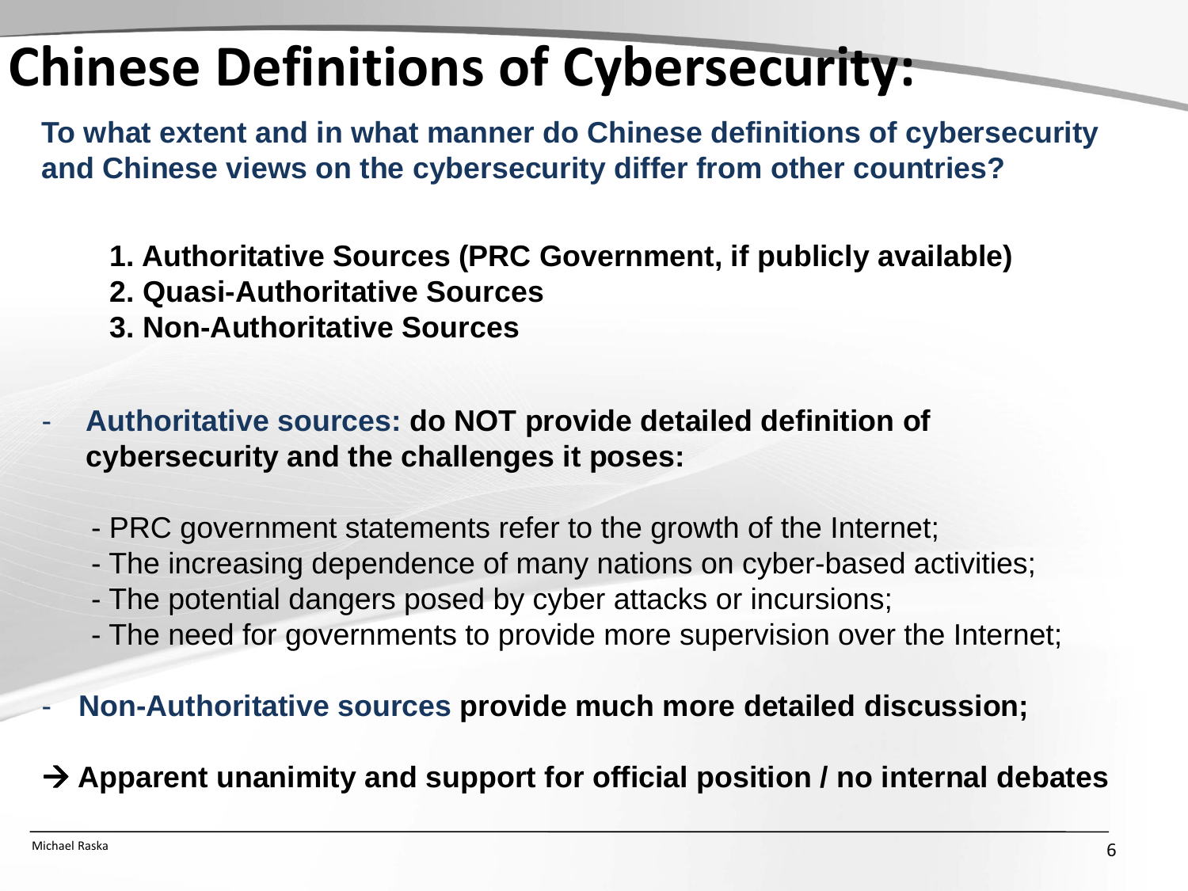# Chinese Definitions of Cybersecurity:

**To what extent and in what manner do Chinese definitions of cybersecurity and Chinese views on the cybersecurity differ from other countries?**

1. **Authoritative Sources (PRC Government, if publicly available)**
2. **Quasi-Authoritative Sources**
3. **Non-Authoritative Sources**

- **Authoritative sources: do NOT provide detailed definition of cybersecurity and the challenges it poses:**
    - PRC government statements refer to the growth of the Internet;
    - The increasing dependence of many nations on cyber-based activities;
    - The potential dangers posed by cyber attacks or incursions;
    - The need for governments to provide more supervision over the Internet;
- **Non-Authoritative sources provide much more detailed discussion;**

**→ Apparent unanimity and support for official position / no internal debates**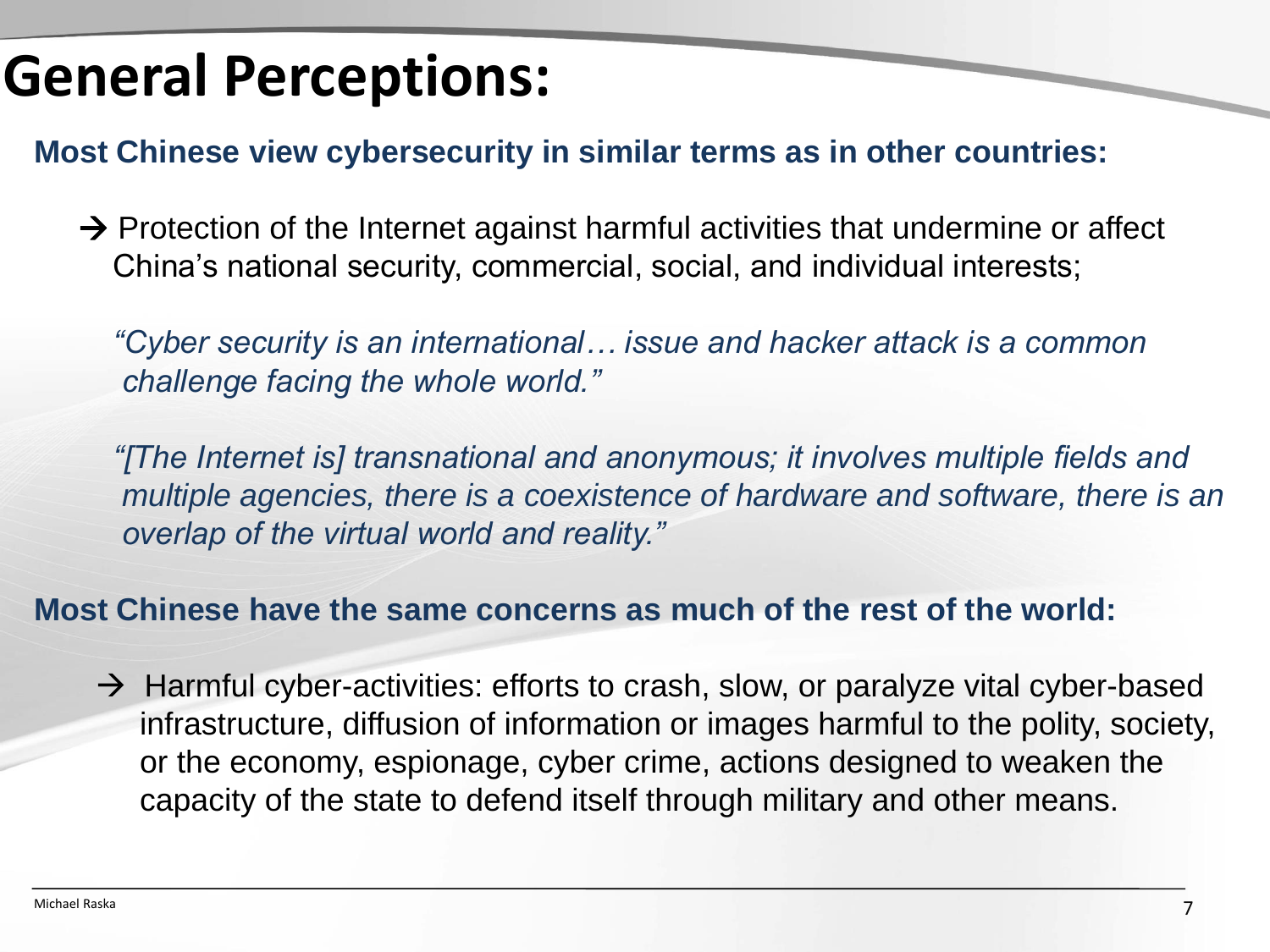# General Perceptions:

**Most Chinese view cybersecurity in similar terms as in other countries:**

→ Protection of the Internet against harmful activities that undermine or affect China's national security, commercial, social, and individual interests;

*"Cyber security is an international… issue and hacker attack is a common challenge facing the whole world."*

*"[The Internet is] transnational and anonymous; it involves multiple fields and multiple agencies, there is a coexistence of hardware and software, there is an overlap of the virtual world and reality."*

**Most Chinese have the same concerns as much of the rest of the world:**

→ Harmful cyber-activities: efforts to crash, slow, or paralyze vital cyber-based infrastructure, diffusion of information or images harmful to the polity, society, or the economy, espionage, cyber crime, actions designed to weaken the capacity of the state to defend itself through military and other means.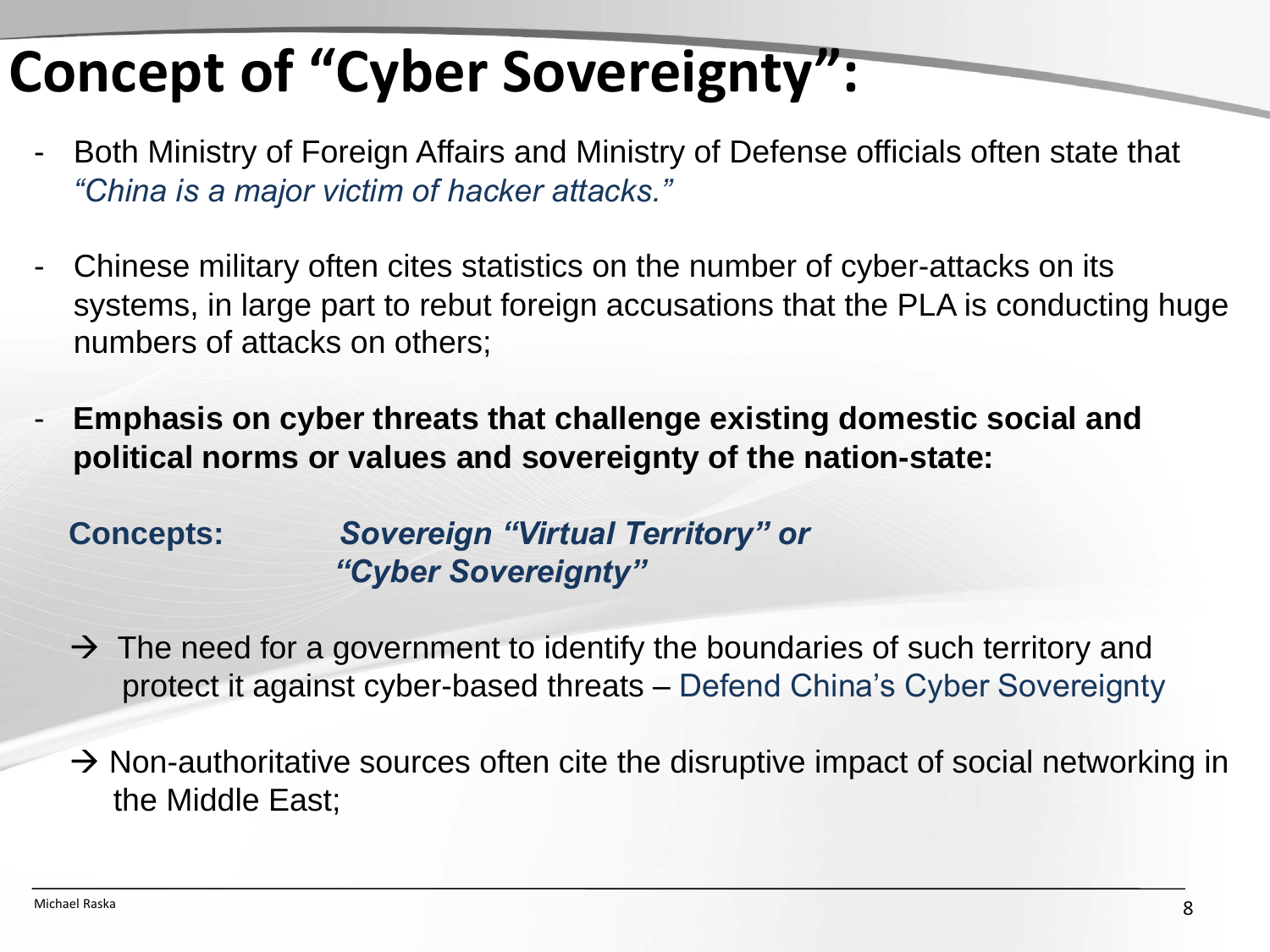# Concept of "Cyber Sovereignty":

- Both Ministry of Foreign Affairs and Ministry of Defense officials often state that *"China is a major victim of hacker attacks."*

- Chinese military often cites statistics on the number of cyber-attacks on its systems, in large part to rebut foreign accusations that the PLA is conducting huge numbers of attacks on others;

- **Emphasis on cyber threats that challenge existing domestic social and political norms or values and sovereignty of the nation-state:**

**Concepts:** ***Sovereign "Virtual Territory" or "Cyber Sovereignty"***

→ The need for a government to identify the boundaries of such territory and protect it against cyber-based threats – Defend China's Cyber Sovereignty

→ Non-authoritative sources often cite the disruptive impact of social networking in the Middle East;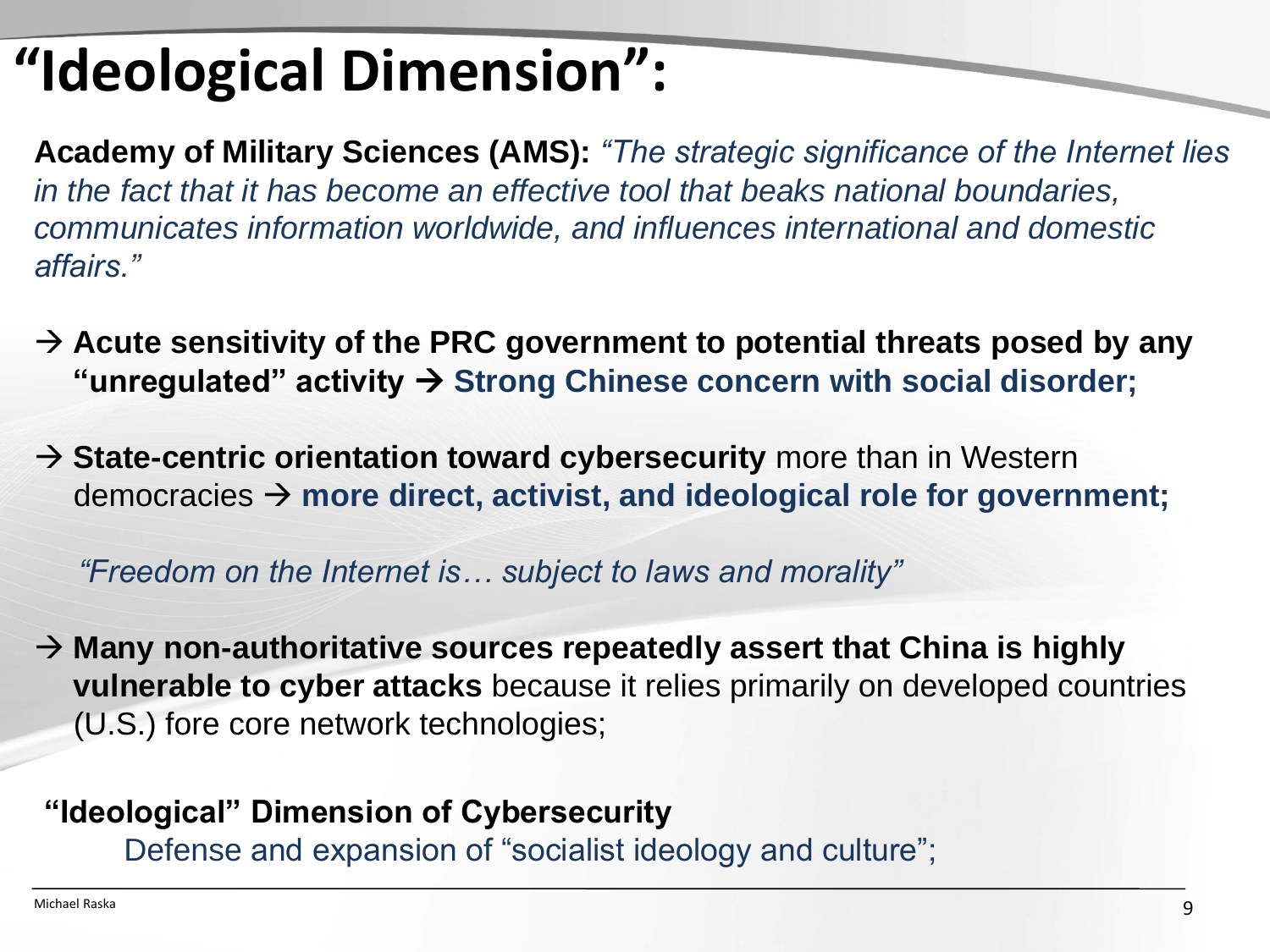# "Ideological Dimension":

**Academy of Military Sciences (AMS):** *"The strategic significance of the Internet lies in the fact that it has become an effective tool that beaks national boundaries, communicates information worldwide, and influences international and domestic affairs."*

→ **Acute sensitivity of the PRC government to potential threats posed by any "unregulated" activity → Strong Chinese concern with social disorder;**

→ **State-centric orientation toward cybersecurity** more than in Western democracies → **more direct, activist, and ideological role for government;**

*"Freedom on the Internet is… subject to laws and morality"*

→ **Many non-authoritative sources repeatedly assert that China is highly vulnerable to cyber attacks** because it relies primarily on developed countries (U.S.) fore core network technologies;

**"Ideological" Dimension of Cybersecurity**

Defense and expansion of "socialist ideology and culture";

Michael Raska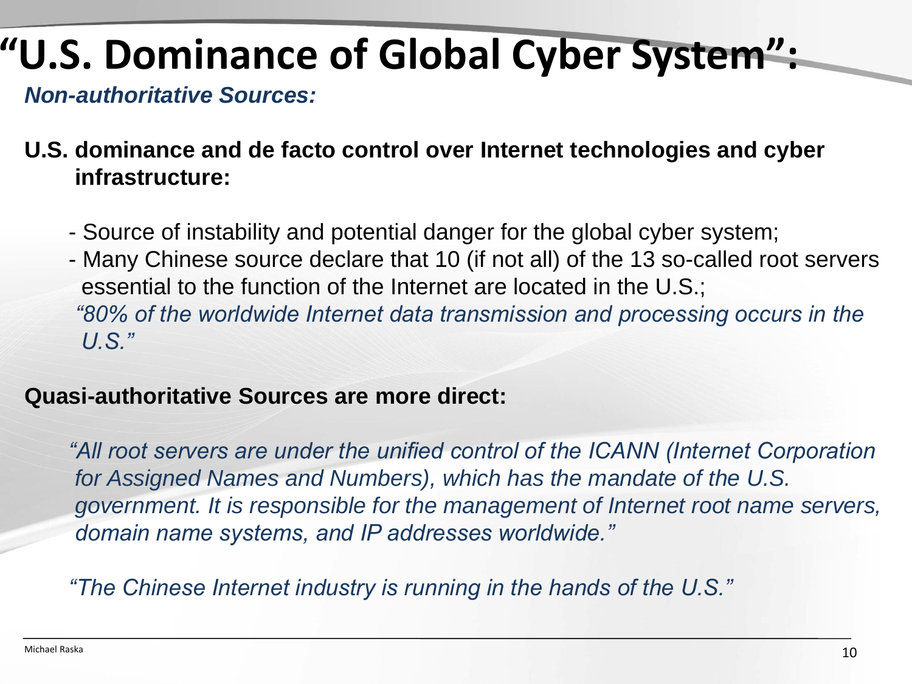# "U.S. Dominance of Global Cyber System":

***Non-authoritative Sources:***

**U.S. dominance and de facto control over Internet technologies and cyber infrastructure:**

- Source of instability and potential danger for the global cyber system;
- Many Chinese source declare that 10 (if not all) of the 13 so-called root servers essential to the function of the Internet are located in the U.S.;

*"80% of the worldwide Internet data transmission and processing occurs in the U.S."*

**Quasi-authoritative Sources are more direct:**

*"All root servers are under the unified control of the ICANN (Internet Corporation for Assigned Names and Numbers), which has the mandate of the U.S. government. It is responsible for the management of Internet root name servers, domain name systems, and IP addresses worldwide."*

*"The Chinese Internet industry is running in the hands of the U.S."*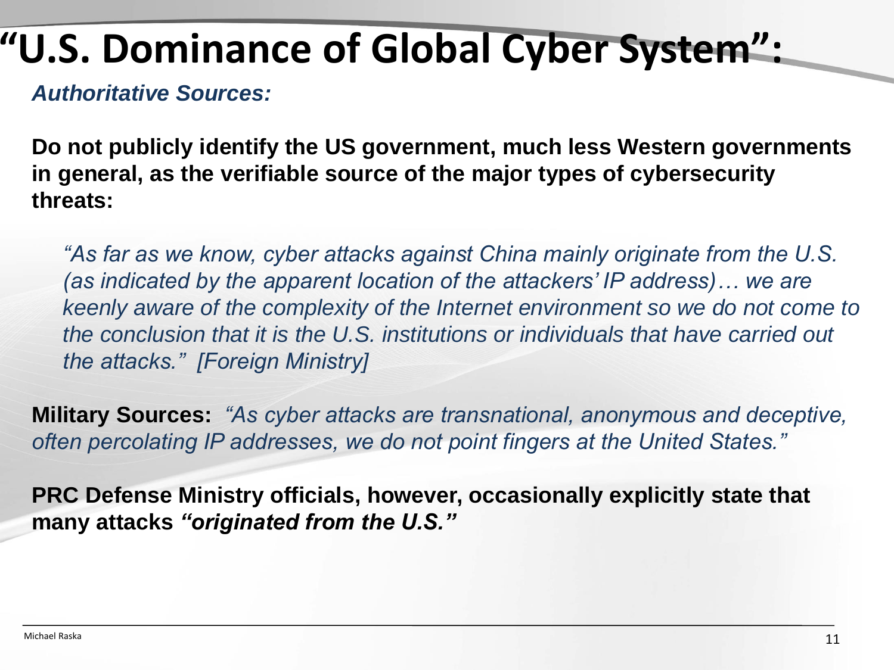# “U.S. Dominance of Global Cyber System”:

***Authoritative Sources:***

**Do not publicly identify the US government, much less Western governments in general, as the verifiable source of the major types of cybersecurity threats:**

> *“As far as we know, cyber attacks against China mainly originate from the U.S. (as indicated by the apparent location of the attackers’ IP address)… we are keenly aware of the complexity of the Internet environment so we do not come to the conclusion that it is the U.S. institutions or individuals that have carried out the attacks.” [Foreign Ministry]*

**Military Sources:** *“As cyber attacks are transnational, anonymous and deceptive, often percolating IP addresses, we do not point fingers at the United States.”*

**PRC Defense Ministry officials, however, occasionally explicitly state that many attacks *“originated from the U.S.”***

Michael Raska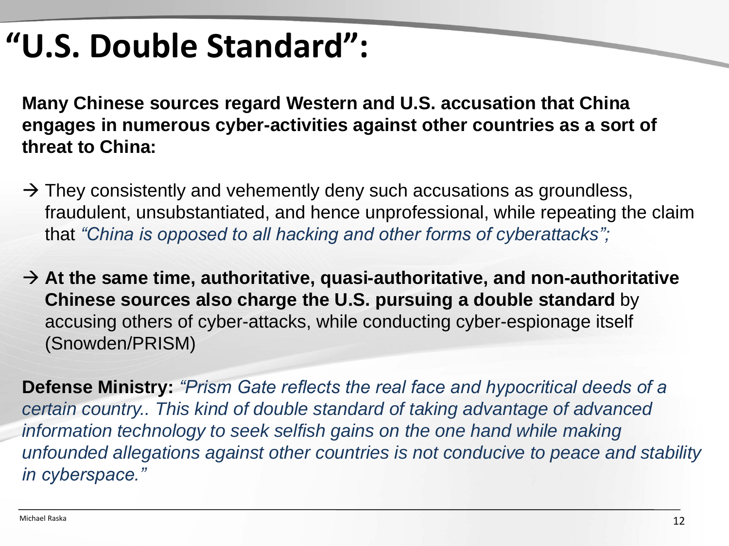# "U.S. Double Standard":

**Many Chinese sources regard Western and U.S. accusation that China engages in numerous cyber-activities against other countries as a sort of threat to China:**

→ They consistently and vehemently deny such accusations as groundless, fraudulent, unsubstantiated, and hence unprofessional, while repeating the claim that *"China is opposed to all hacking and other forms of cyberattacks";*

→ **At the same time, authoritative, quasi-authoritative, and non-authoritative Chinese sources also charge the U.S. pursuing a double standard** by accusing others of cyber-attacks, while conducting cyber-espionage itself (Snowden/PRISM)

**Defense Ministry:** *"Prism Gate reflects the real face and hypocritical deeds of a certain country.. This kind of double standard of taking advantage of advanced information technology to seek selfish gains on the one hand while making unfounded allegations against other countries is not conducive to peace and stability in cyberspace."*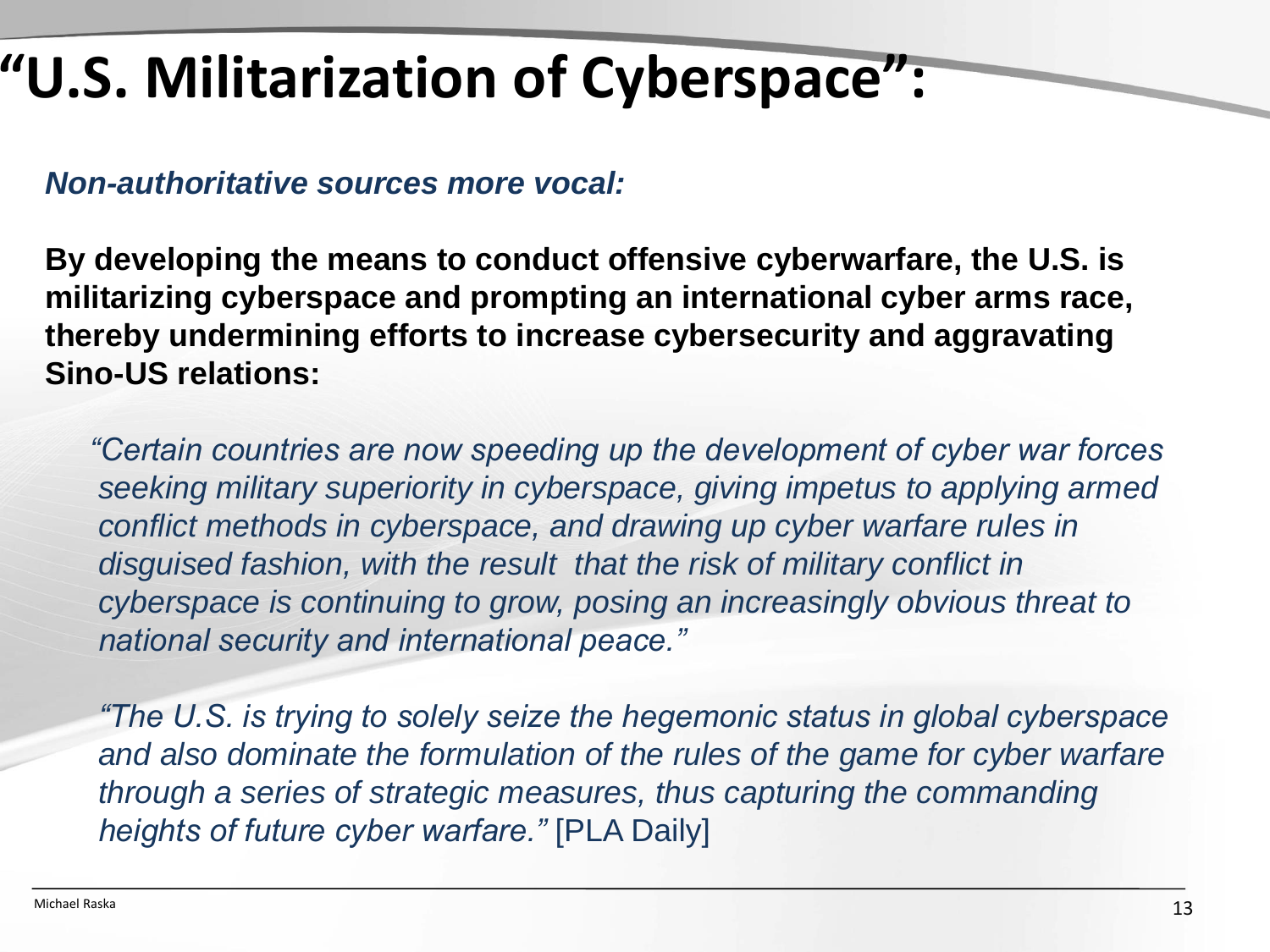# "U.S. Militarization of Cyberspace":

***Non-authoritative sources more vocal:***

**By developing the means to conduct offensive cyberwarfare, the U.S. is militarizing cyberspace and prompting an international cyber arms race, thereby undermining efforts to increase cybersecurity and aggravating Sino-US relations:**

> *"Certain countries are now speeding up the development of cyber war forces seeking military superiority in cyberspace, giving impetus to applying armed conflict methods in cyberspace, and drawing up cyber warfare rules in disguised fashion, with the result that the risk of military conflict in cyberspace is continuing to grow, posing an increasingly obvious threat to national security and international peace."*

> *"The U.S. is trying to solely seize the hegemonic status in global cyberspace and also dominate the formulation of the rules of the game for cyber warfare through a series of strategic measures, thus capturing the commanding heights of future cyber warfare."* [PLA Daily]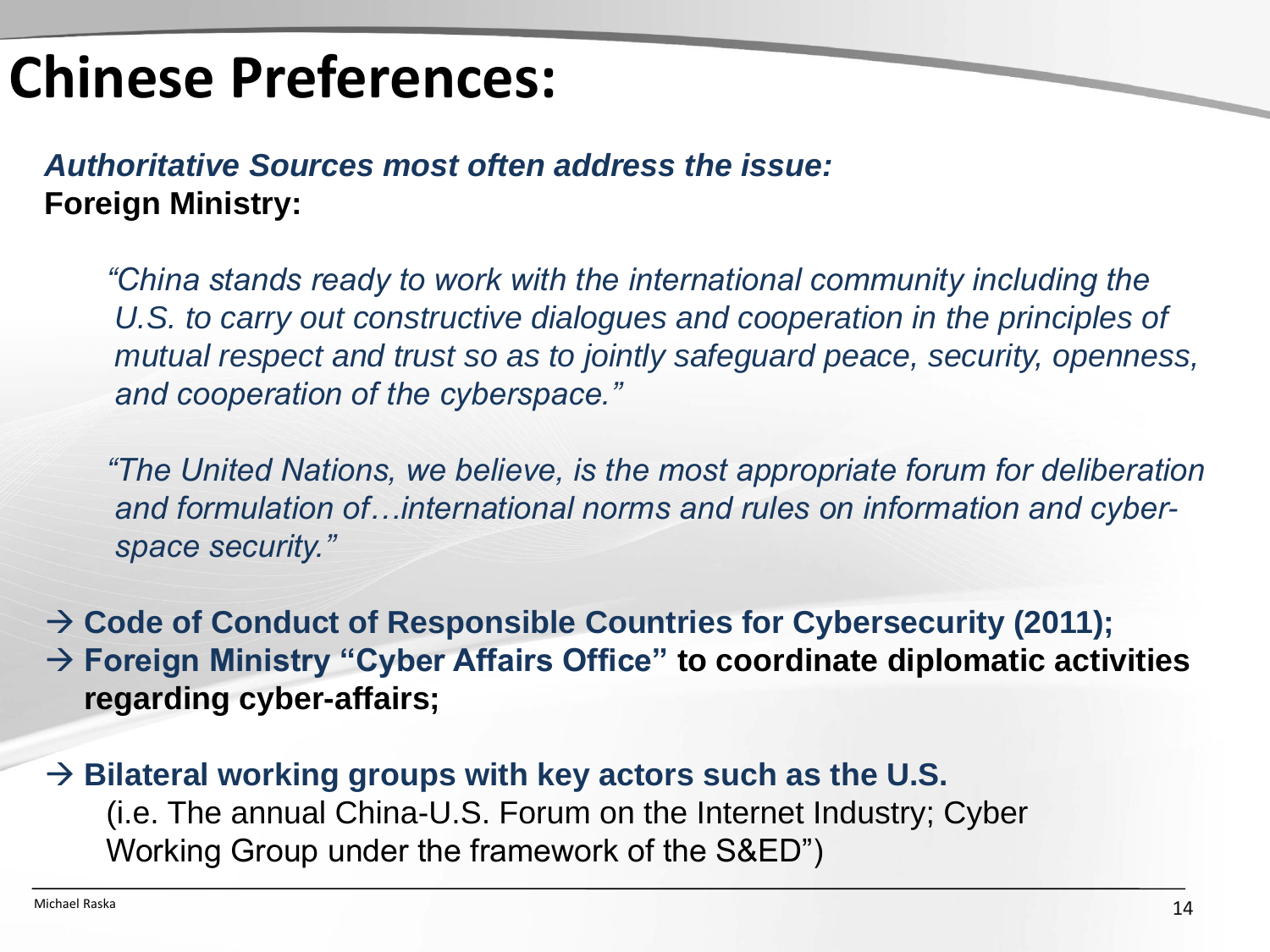# Chinese Preferences:

***Authoritative Sources most often address the issue:***
**Foreign Ministry:**

> *"China stands ready to work with the international community including the U.S. to carry out constructive dialogues and cooperation in the principles of mutual respect and trust so as to jointly safeguard peace, security, openness, and cooperation of the cyberspace."*

> *"The United Nations, we believe, is the most appropriate forum for deliberation and formulation of…international norms and rules on information and cyber-space security."*

→ **Code of Conduct of Responsible Countries for Cybersecurity (2011);**
→ **Foreign Ministry "Cyber Affairs Office" to coordinate diplomatic activities regarding cyber-affairs;**

→ **Bilateral working groups with key actors such as the U.S.**
(i.e. The annual China-U.S. Forum on the Internet Industry; Cyber Working Group under the framework of the S&ED")

Michael Raska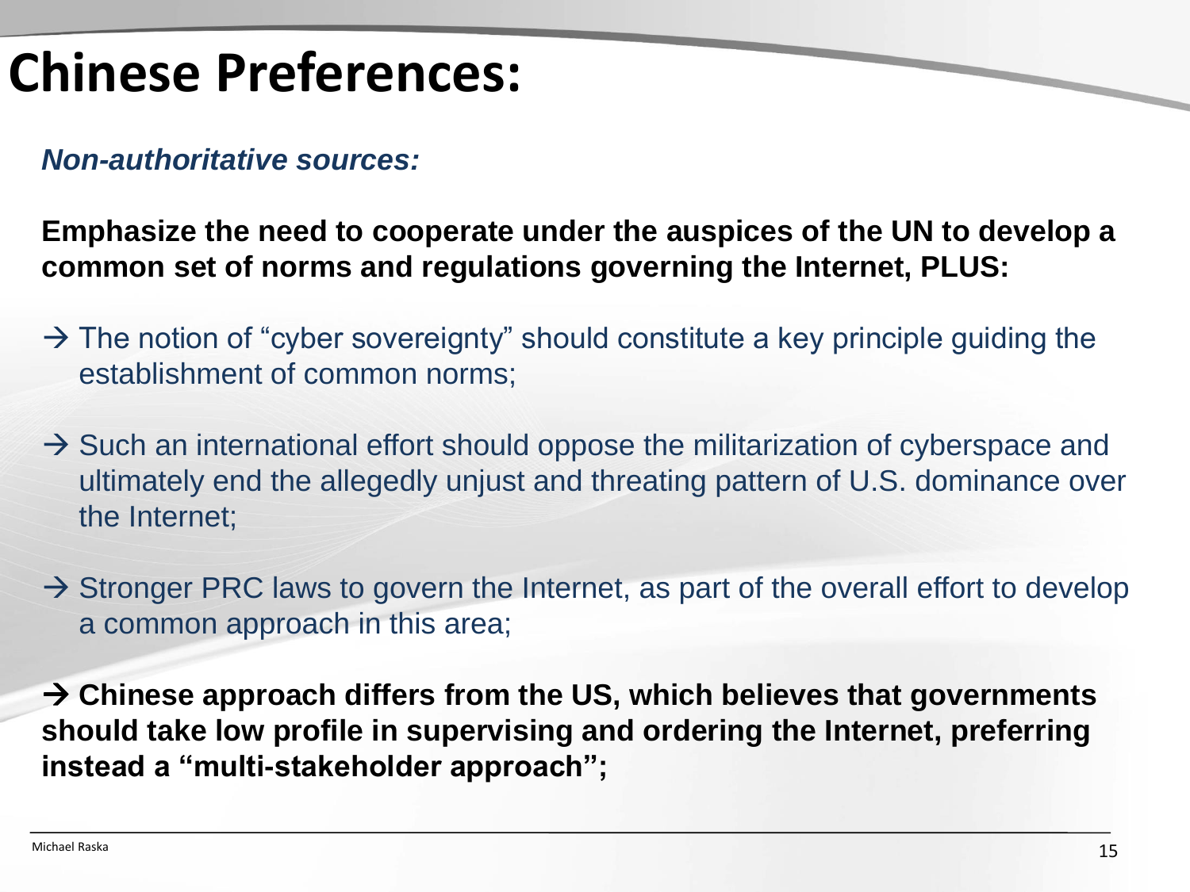# Chinese Preferences:

***Non-authoritative sources:***

**Emphasize the need to cooperate under the auspices of the UN to develop a common set of norms and regulations governing the Internet, PLUS:**

→ The notion of "cyber sovereignty" should constitute a key principle guiding the establishment of common norms;

→ Such an international effort should oppose the militarization of cyberspace and ultimately end the allegedly unjust and threating pattern of U.S. dominance over the Internet;

→ Stronger PRC laws to govern the Internet, as part of the overall effort to develop a common approach in this area;

**→ Chinese approach differs from the US, which believes that governments should take low profile in supervising and ordering the Internet, preferring instead a "multi-stakeholder approach";**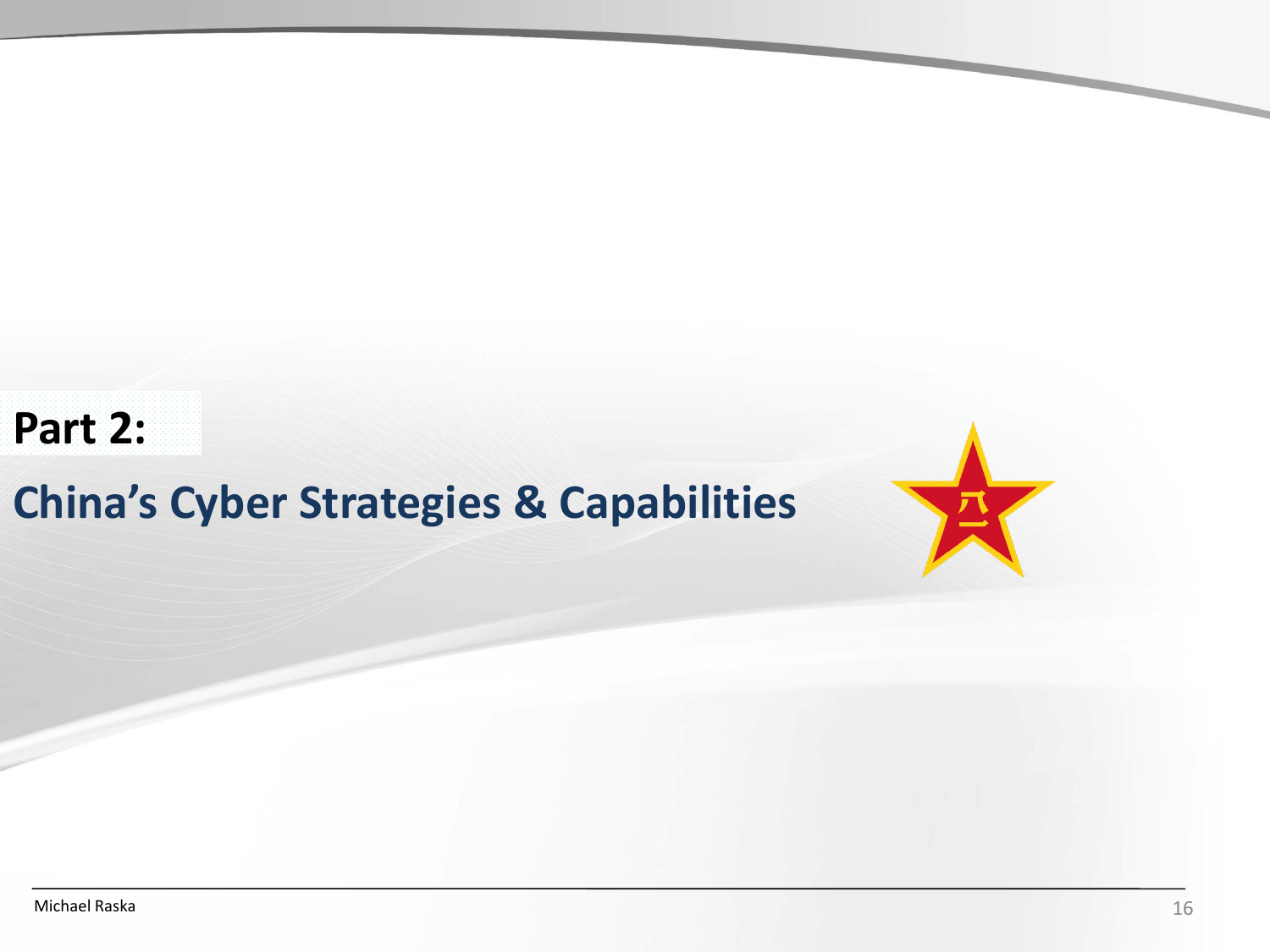# Part 2:

## China's Cyber Strategies & Capabilities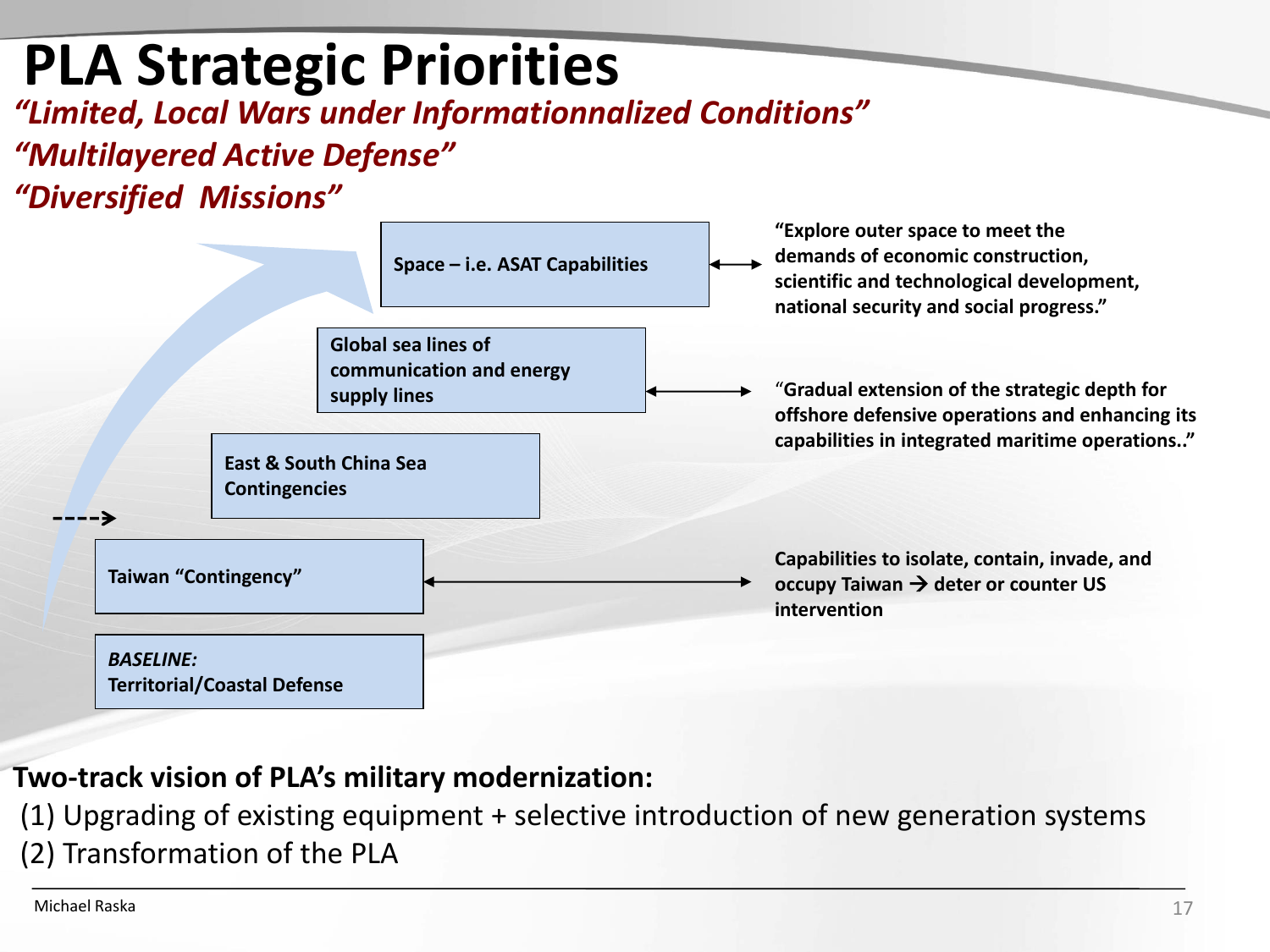# PLA Strategic Priorities

***"Limited, Local Wars under Informationnalized Conditions"***

***"Multilayered Active Defense"***

***"Diversified Missions"***

**Space – i.e. ASAT Capabilities** ↔ **"Explore outer space to meet the demands of economic construction, scientific and technological development, national security and social progress."**

**Global sea lines of communication and energy supply lines** ↔ **"Gradual extension of the strategic depth for offshore defensive operations and enhancing its capabilities in integrated maritime operations.."**

**East & South China Sea Contingencies**

**Taiwan "Contingency"** ↔ **Capabilities to isolate, contain, invade, and occupy Taiwan → deter or counter US intervention**

***BASELINE:***
**Territorial/Coastal Defense**

**Two-track vision of PLA's military modernization:**

(1) Upgrading of existing equipment + selective introduction of new generation systems

(2) Transformation of the PLA

Michael Raska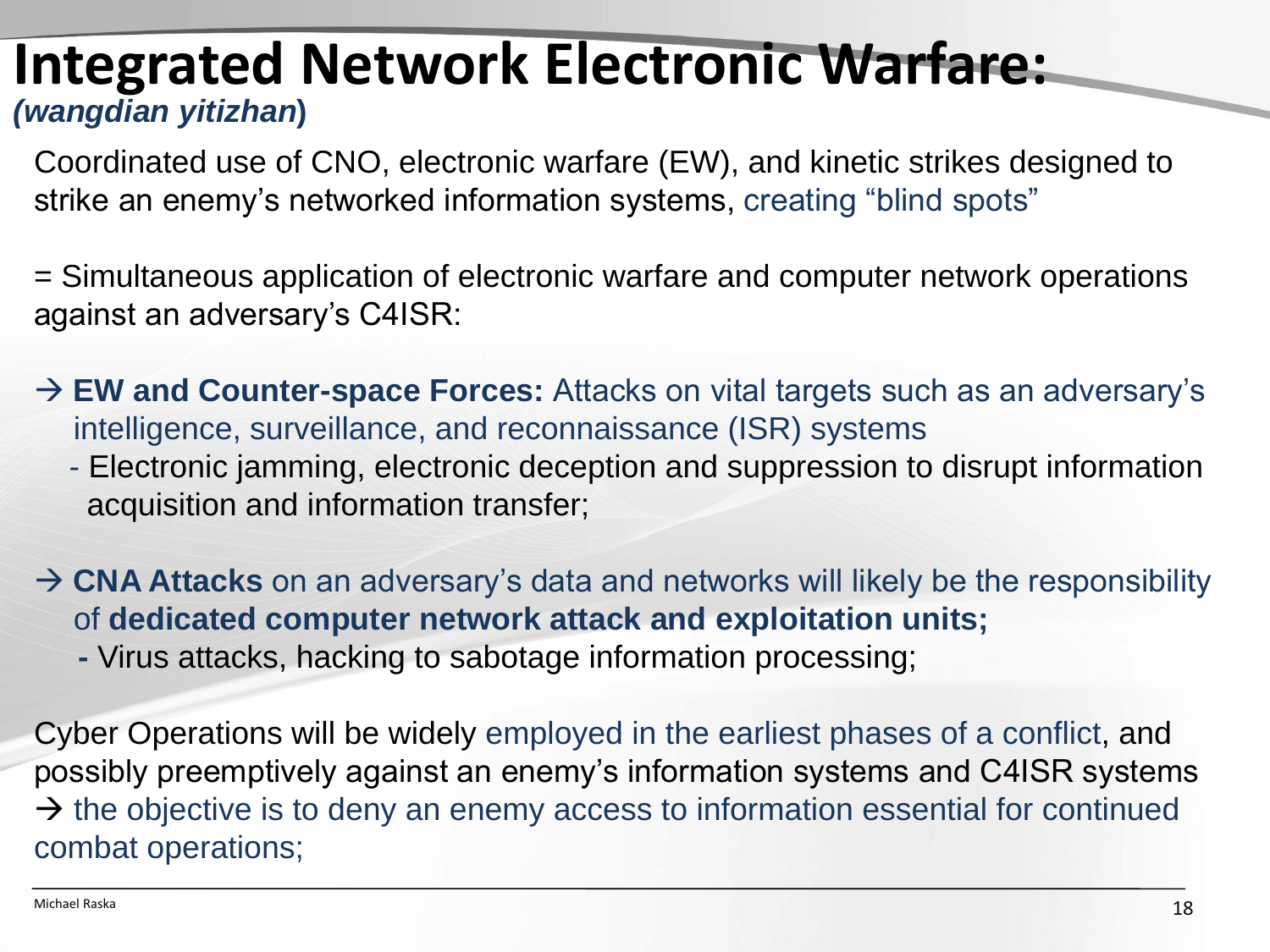# Integrated Network Electronic Warfare:

***(wangdian yitizhan)***

Coordinated use of CNO, electronic warfare (EW), and kinetic strikes designed to strike an enemy's networked information systems, creating "blind spots"

= Simultaneous application of electronic warfare and computer network operations against an adversary's C4ISR:

→ **EW and Counter-space Forces:** Attacks on vital targets such as an adversary's intelligence, surveillance, and reconnaissance (ISR) systems
- Electronic jamming, electronic deception and suppression to disrupt information acquisition and information transfer;

→ **CNA Attacks** on an adversary's data and networks will likely be the responsibility of **dedicated computer network attack and exploitation units;**
- Virus attacks, hacking to sabotage information processing;

Cyber Operations will be widely employed in the earliest phases of a conflict, and possibly preemptively against an enemy's information systems and C4ISR systems → the objective is to deny an enemy access to information essential for continued combat operations;

Michael Raska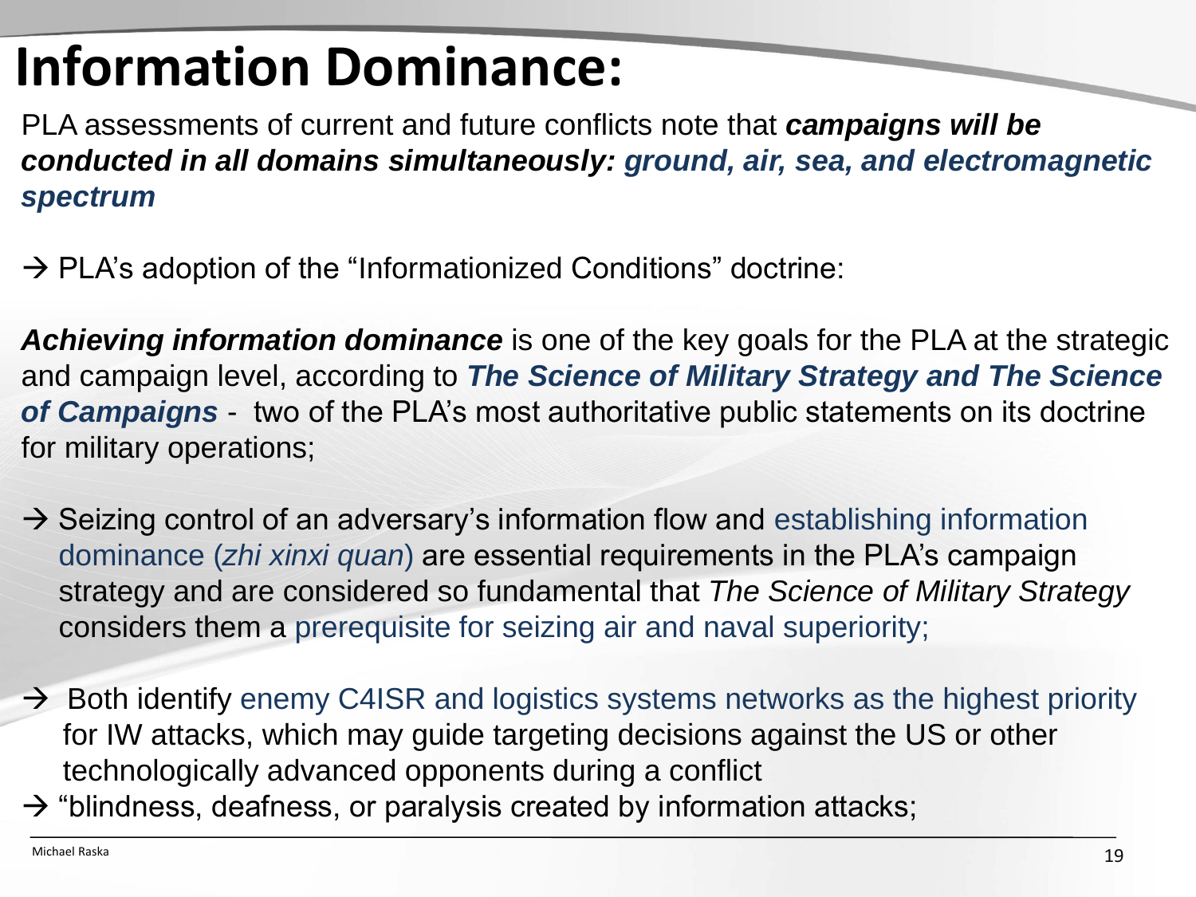# Information Dominance:

PLA assessments of current and future conflicts note that ***campaigns will be conducted in all domains simultaneously: ground, air, sea, and electromagnetic spectrum***

→ PLA's adoption of the "Informationized Conditions" doctrine:

***Achieving information dominance*** is one of the key goals for the PLA at the strategic and campaign level, according to ***The Science of Military Strategy and The Science of Campaigns*** - two of the PLA's most authoritative public statements on its doctrine for military operations;

→ Seizing control of an adversary's information flow and establishing information dominance (*zhi xinxi quan*) are essential requirements in the PLA's campaign strategy and are considered so fundamental that *The Science of Military Strategy* considers them a prerequisite for seizing air and naval superiority;

→ Both identify enemy C4ISR and logistics systems networks as the highest priority for IW attacks, which may guide targeting decisions against the US or other technologically advanced opponents during a conflict

→ "blindness, deafness, or paralysis created by information attacks;

Michael Raska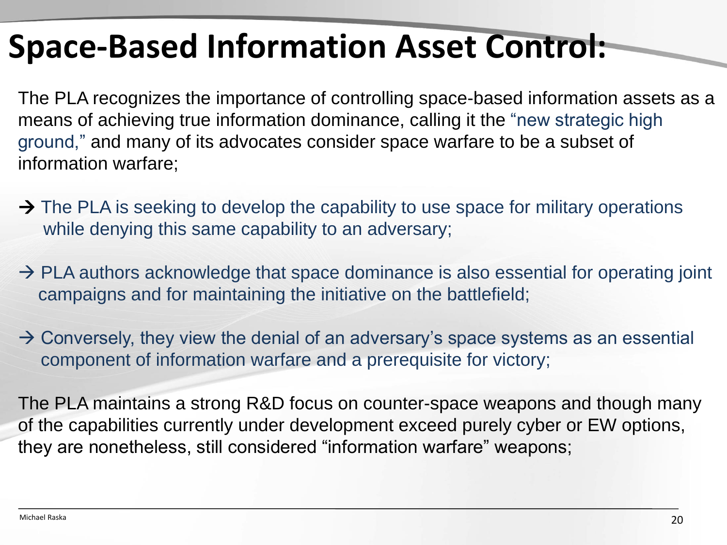# Space-Based Information Asset Control:

The PLA recognizes the importance of controlling space-based information assets as a means of achieving true information dominance, calling it the "new strategic high ground," and many of its advocates consider space warfare to be a subset of information warfare;

→ The PLA is seeking to develop the capability to use space for military operations while denying this same capability to an adversary;

→ PLA authors acknowledge that space dominance is also essential for operating joint campaigns and for maintaining the initiative on the battlefield;

→ Conversely, they view the denial of an adversary's space systems as an essential component of information warfare and a prerequisite for victory;

The PLA maintains a strong R&D focus on counter-space weapons and though many of the capabilities currently under development exceed purely cyber or EW options, they are nonetheless, still considered "information warfare" weapons;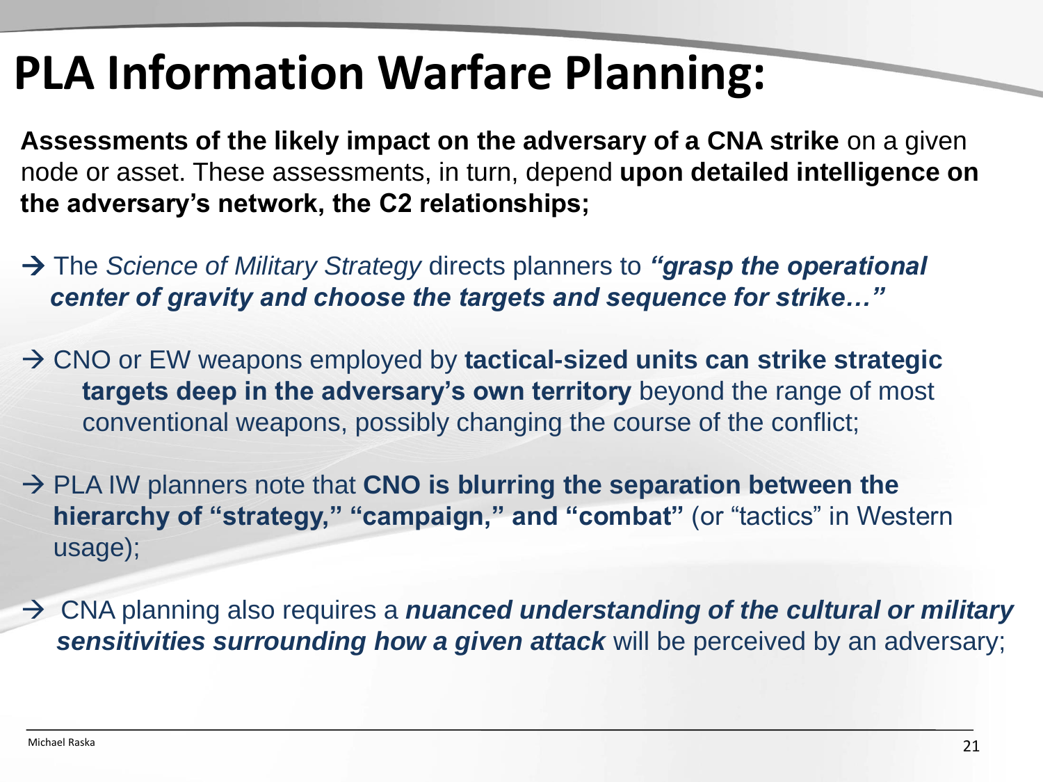# PLA Information Warfare Planning:

**Assessments of the likely impact on the adversary of a CNA strike** on a given node or asset. These assessments, in turn, depend **upon detailed intelligence on the adversary's network, the C2 relationships;**

→ The *Science of Military Strategy* directs planners to ***"grasp the operational center of gravity and choose the targets and sequence for strike…"***

→ CNO or EW weapons employed by **tactical-sized units can strike strategic targets deep in the adversary's own territory** beyond the range of most conventional weapons, possibly changing the course of the conflict;

→ PLA IW planners note that **CNO is blurring the separation between the hierarchy of "strategy," "campaign," and "combat"** (or "tactics" in Western usage);

→ CNA planning also requires a ***nuanced understanding of the cultural or military sensitivities surrounding how a given attack*** will be perceived by an adversary;

Michael Raska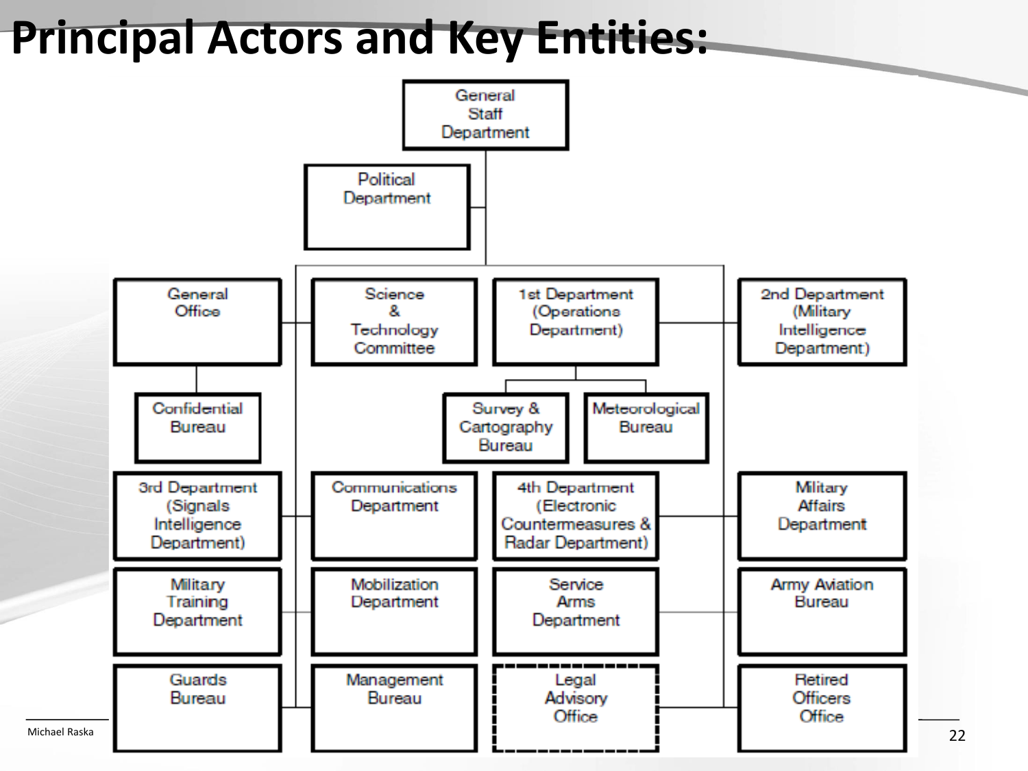# Principal Actors and Key Entities:

- General Staff Department
  - Political Department
  - General Office
    - Confidential Bureau
  - Science & Technology Committee
  - 1st Department (Operations Department)
    - Survey & Cartography Bureau
    - Meteorological Bureau
  - 2nd Department (Military Intelligence Department)
  - 3rd Department (Signals Intelligence Department)
  - Communications Department
  - 4th Department (Electronic Countermeasures & Radar Department)
  - Military Affairs Department
  - Military Training Department
  - Mobilization Department
  - Service Arms Department
  - Army Aviation Bureau
  - Guards Bureau
  - Management Bureau
  - Legal Advisory Office
  - Retired Officers Office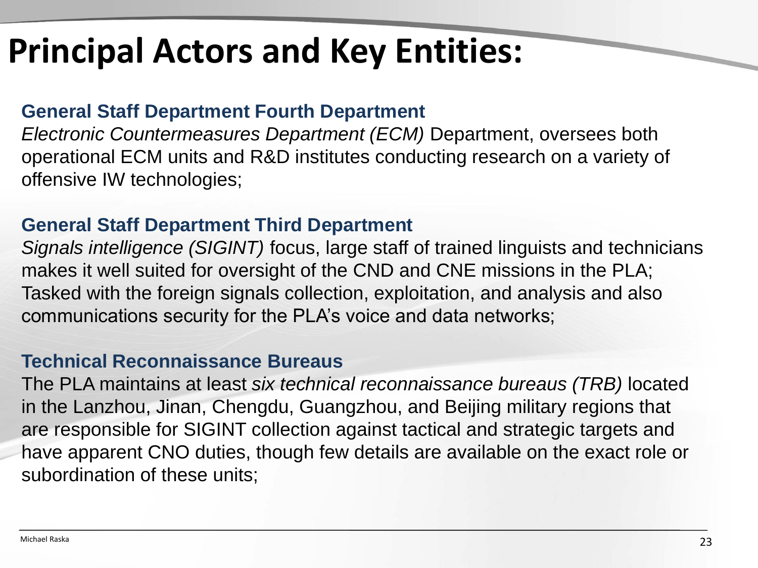# Principal Actors and Key Entities:

**General Staff Department Fourth Department**

*Electronic Countermeasures Department (ECM)* Department, oversees both operational ECM units and R&D institutes conducting research on a variety of offensive IW technologies;

**General Staff Department Third Department**

*Signals intelligence (SIGINT)* focus, large staff of trained linguists and technicians makes it well suited for oversight of the CND and CNE missions in the PLA; Tasked with the foreign signals collection, exploitation, and analysis and also communications security for the PLA's voice and data networks;

**Technical Reconnaissance Bureaus**

The PLA maintains at least *six technical reconnaissance bureaus (TRB)* located in the Lanzhou, Jinan, Chengdu, Guangzhou, and Beijing military regions that are responsible for SIGINT collection against tactical and strategic targets and have apparent CNO duties, though few details are available on the exact role or subordination of these units;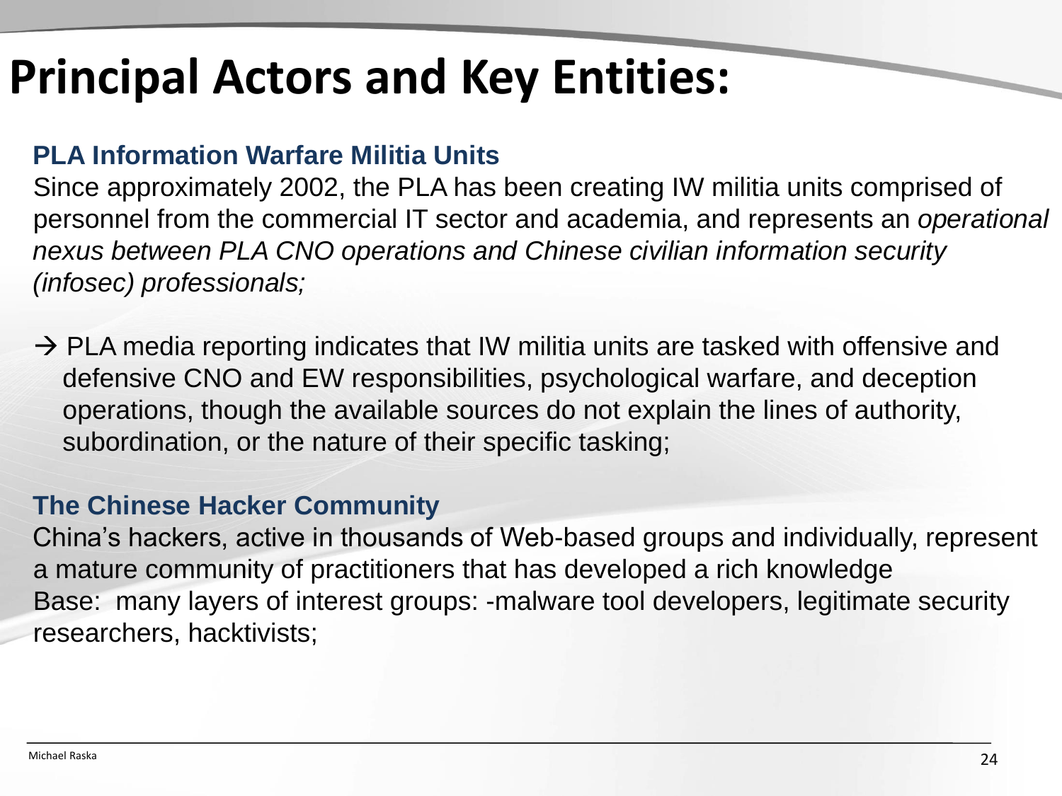# Principal Actors and Key Entities:

### PLA Information Warfare Militia Units

Since approximately 2002, the PLA has been creating IW militia units comprised of personnel from the commercial IT sector and academia, and represents an *operational nexus between PLA CNO operations and Chinese civilian information security (infosec) professionals;*

→ PLA media reporting indicates that IW militia units are tasked with offensive and defensive CNO and EW responsibilities, psychological warfare, and deception operations, though the available sources do not explain the lines of authority, subordination, or the nature of their specific tasking;

### The Chinese Hacker Community

China's hackers, active in thousands of Web-based groups and individually, represent a mature community of practitioners that has developed a rich knowledge Base: many layers of interest groups: -malware tool developers, legitimate security researchers, hacktivists;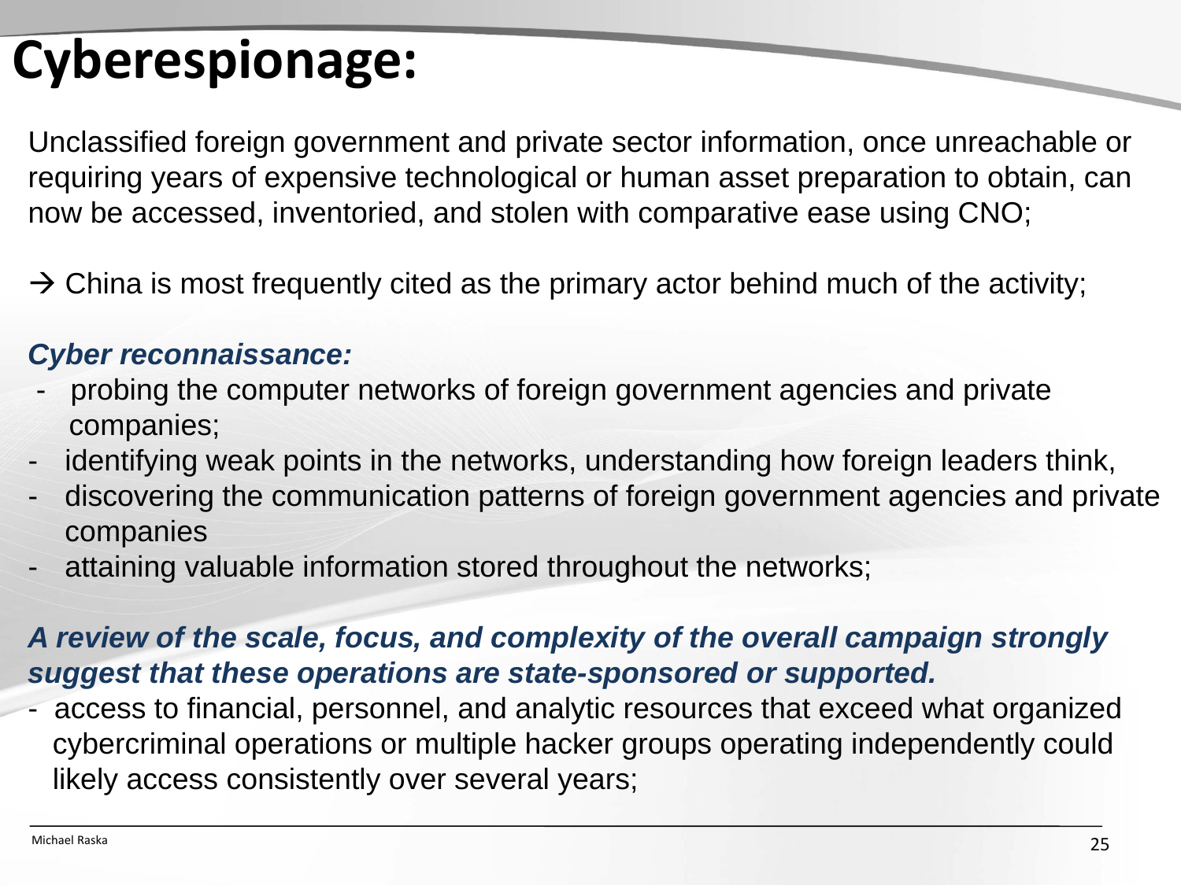# Cyberespionage:

Unclassified foreign government and private sector information, once unreachable or requiring years of expensive technological or human asset preparation to obtain, can now be accessed, inventoried, and stolen with comparative ease using CNO;

→ China is most frequently cited as the primary actor behind much of the activity;

***Cyber reconnaissance:***

- probing the computer networks of foreign government agencies and private companies;
- identifying weak points in the networks, understanding how foreign leaders think,
- discovering the communication patterns of foreign government agencies and private companies
- attaining valuable information stored throughout the networks;

***A review of the scale, focus, and complexity of the overall campaign strongly suggest that these operations are state-sponsored or supported.***

- access to financial, personnel, and analytic resources that exceed what organized cybercriminal operations or multiple hacker groups operating independently could likely access consistently over several years;

Michael Raska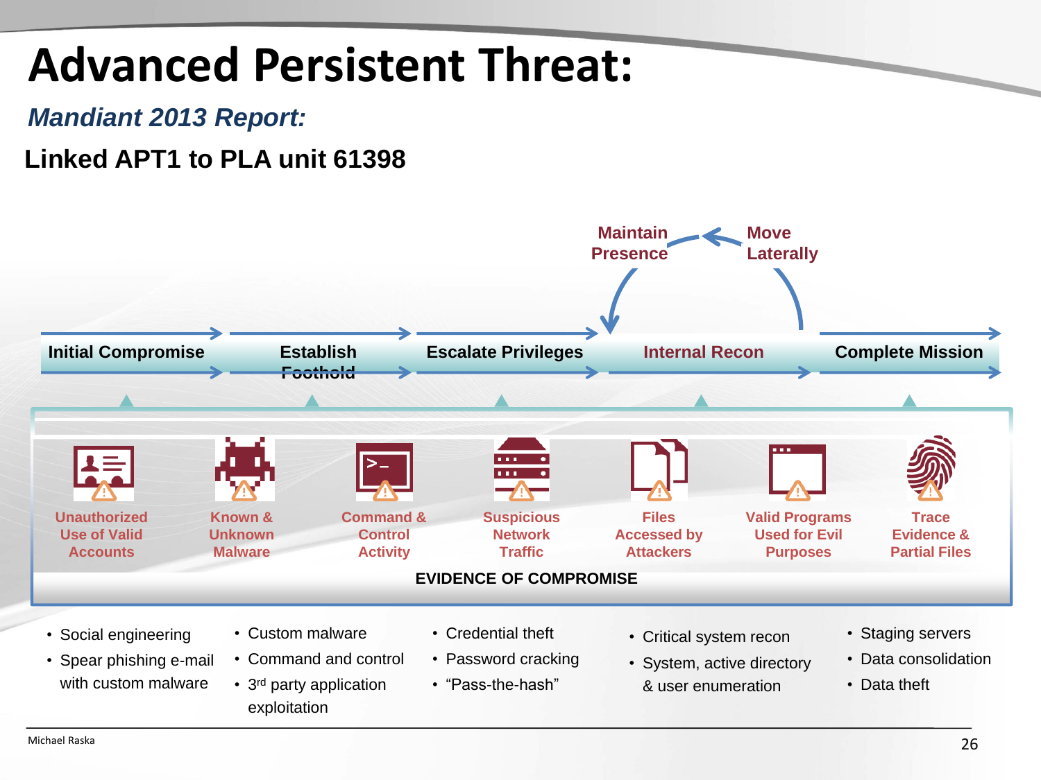# Advanced Persistent Threat:

## *Mandiant 2013 Report:*

**Linked APT1 to PLA unit 61398**

Maintain Presence ← Move Laterally

Initial Compromise → Establish Foothold → Escalate Privileges → Internal Recon → Complete Mission

Unauthorized Use of Valid Accounts | Known & Unknown Malware | Command & Control Activity | Suspicious Network Traffic | Files Accessed by Attackers | Valid Programs Used for Evil Purposes | Trace Evidence & Partial Files

**EVIDENCE OF COMPROMISE**

- Social engineering
- Spear phishing e-mail with custom malware

- Custom malware
- Command and control
- 3rd party application exploitation

- Credential theft
- Password cracking
- "Pass-the-hash"

- Critical system recon
- System, active directory & user enumeration

- Staging servers
- Data consolidation
- Data theft

Michael Raska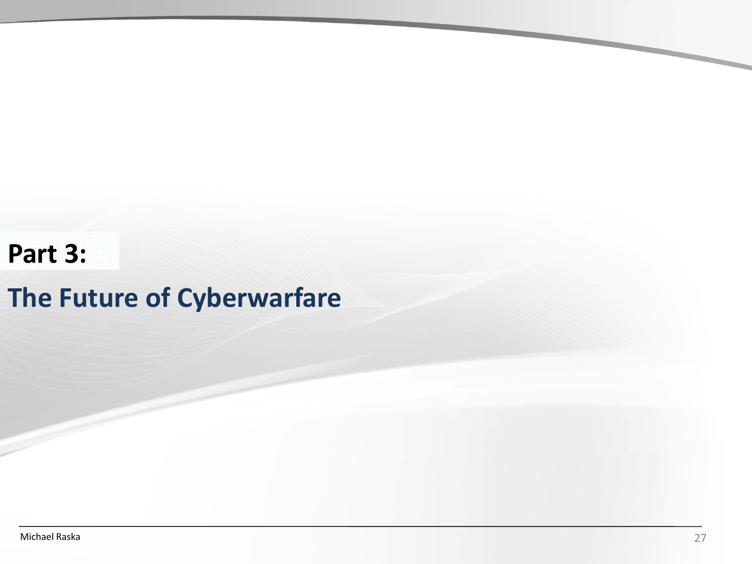**Part 3:**

## The Future of Cyberwarfare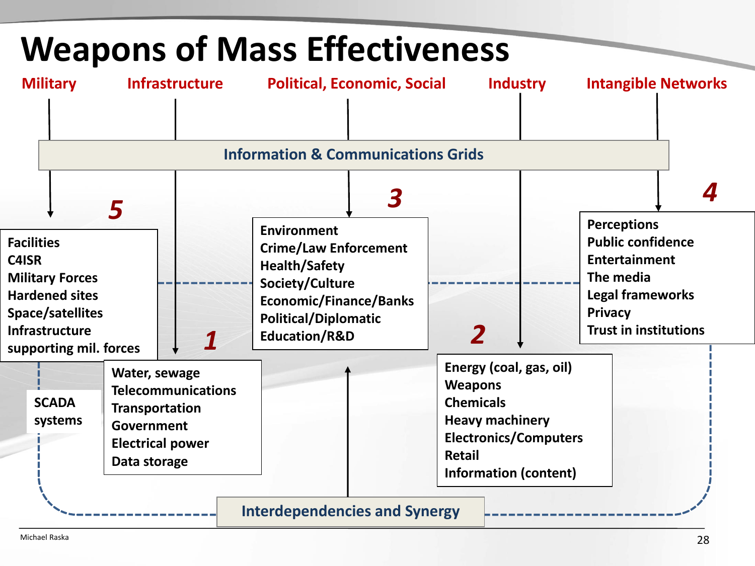# Weapons of Mass Effectiveness

**Military** | **Infrastructure** | **Political, Economic, Social** | **Industry** | **Intangible Networks**

**Information & Communications Grids**

**5**
- Facilities
- C4ISR
- Military Forces
- Hardened sites
- Space/satellites
- Infrastructure supporting mil. forces

SCADA systems

**1**
- Water, sewage
- Telecommunications
- Transportation
- Government
- Electrical power
- Data storage

**3**
- Environment
- Crime/Law Enforcement
- Health/Safety
- Society/Culture
- Economic/Finance/Banks
- Political/Diplomatic
- Education/R&D

**2**
- Energy (coal, gas, oil)
- Weapons
- Chemicals
- Heavy machinery
- Electronics/Computers
- Retail
- Information (content)

**4**
- Perceptions
- Public confidence
- Entertainment
- The media
- Legal frameworks
- Privacy
- Trust in institutions

**Interdependencies and Synergy**

Michael Raska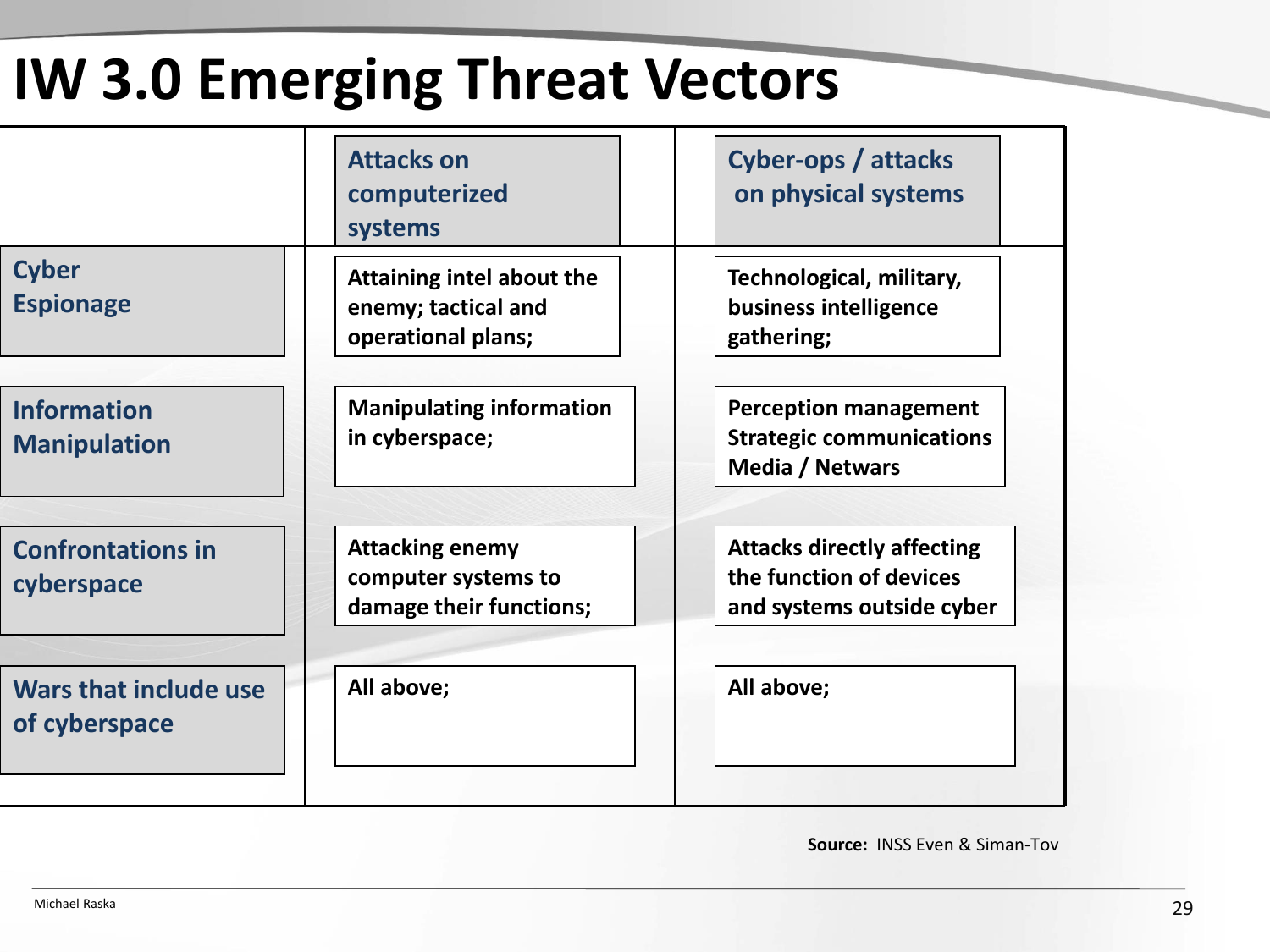# IW 3.0 Emerging Threat Vectors

| | Attacks on computerized systems | Cyber-ops / attacks on physical systems |
|---|---|---|
| Cyber Espionage | Attaining intel about the enemy; tactical and operational plans; | Technological, military, business intelligence gathering; |
| Information Manipulation | Manipulating information in cyberspace; | Perception management Strategic communications Media / Netwars |
| Confrontations in cyberspace | Attacking enemy computer systems to damage their functions; | Attacks directly affecting the function of devices and systems outside cyber |
| Wars that include use of cyberspace | All above; | All above; |

**Source:** INSS Even & Siman-Tov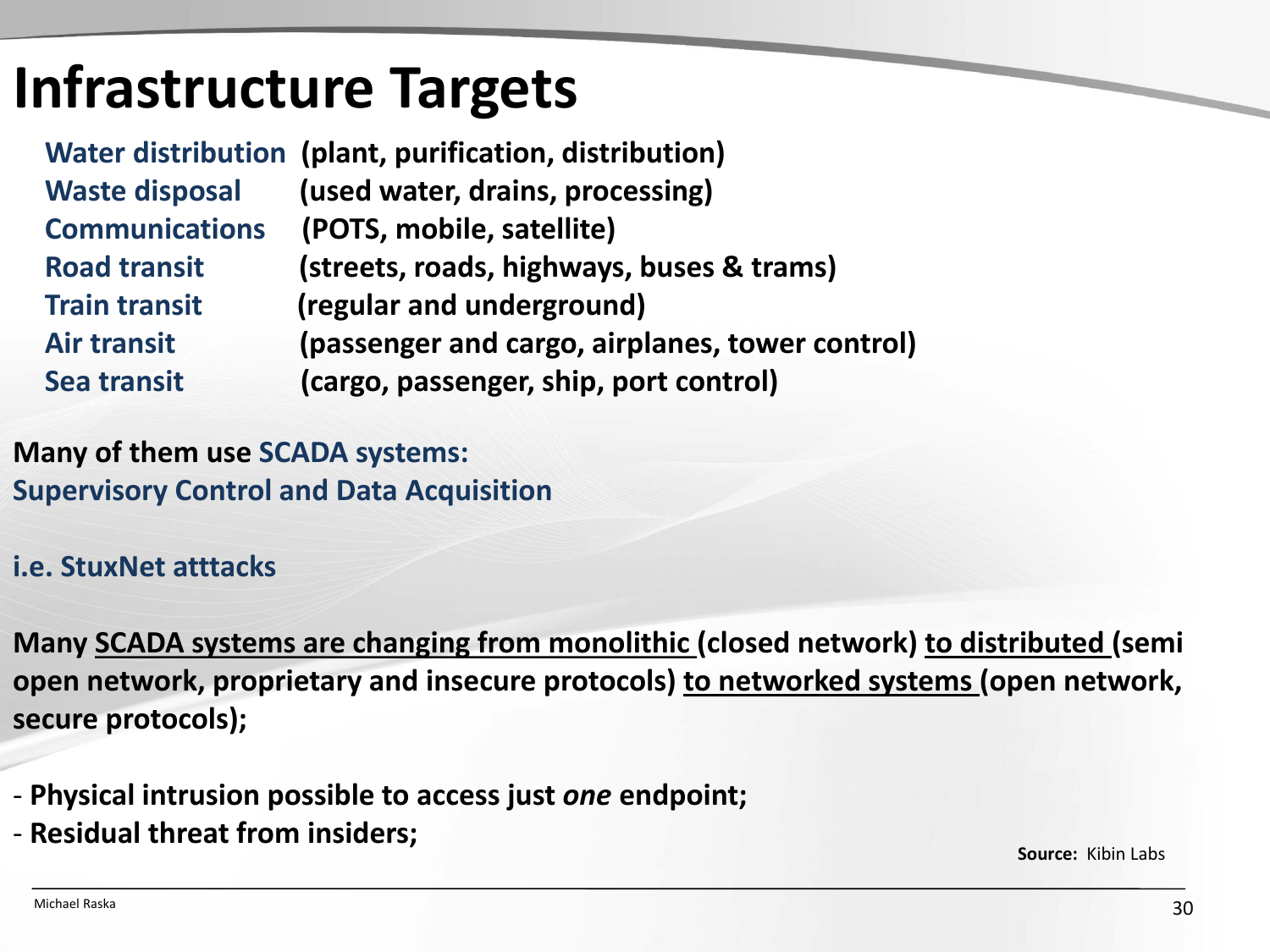# Infrastructure Targets

| | |
|---|---|
| **Water distribution** | **(plant, purification, distribution)** |
| **Waste disposal** | **(used water, drains, processing)** |
| **Communications** | **(POTS, mobile, satellite)** |
| **Road transit** | **(streets, roads, highways, buses & trams)** |
| **Train transit** | **(regular and underground)** |
| **Air transit** | **(passenger and cargo, airplanes, tower control)** |
| **Sea transit** | **(cargo, passenger, ship, port control)** |

**Many of them use SCADA systems:**
**Supervisory Control and Data Acquisition**

**i.e. StuxNet atttacks**

**Many SCADA systems are changing from monolithic (closed network) to distributed (semi open network, proprietary and insecure protocols) to networked systems (open network, secure protocols);**

- **Physical intrusion possible to access just *one* endpoint;**
- **Residual threat from insiders;**

**Source:** Kibin Labs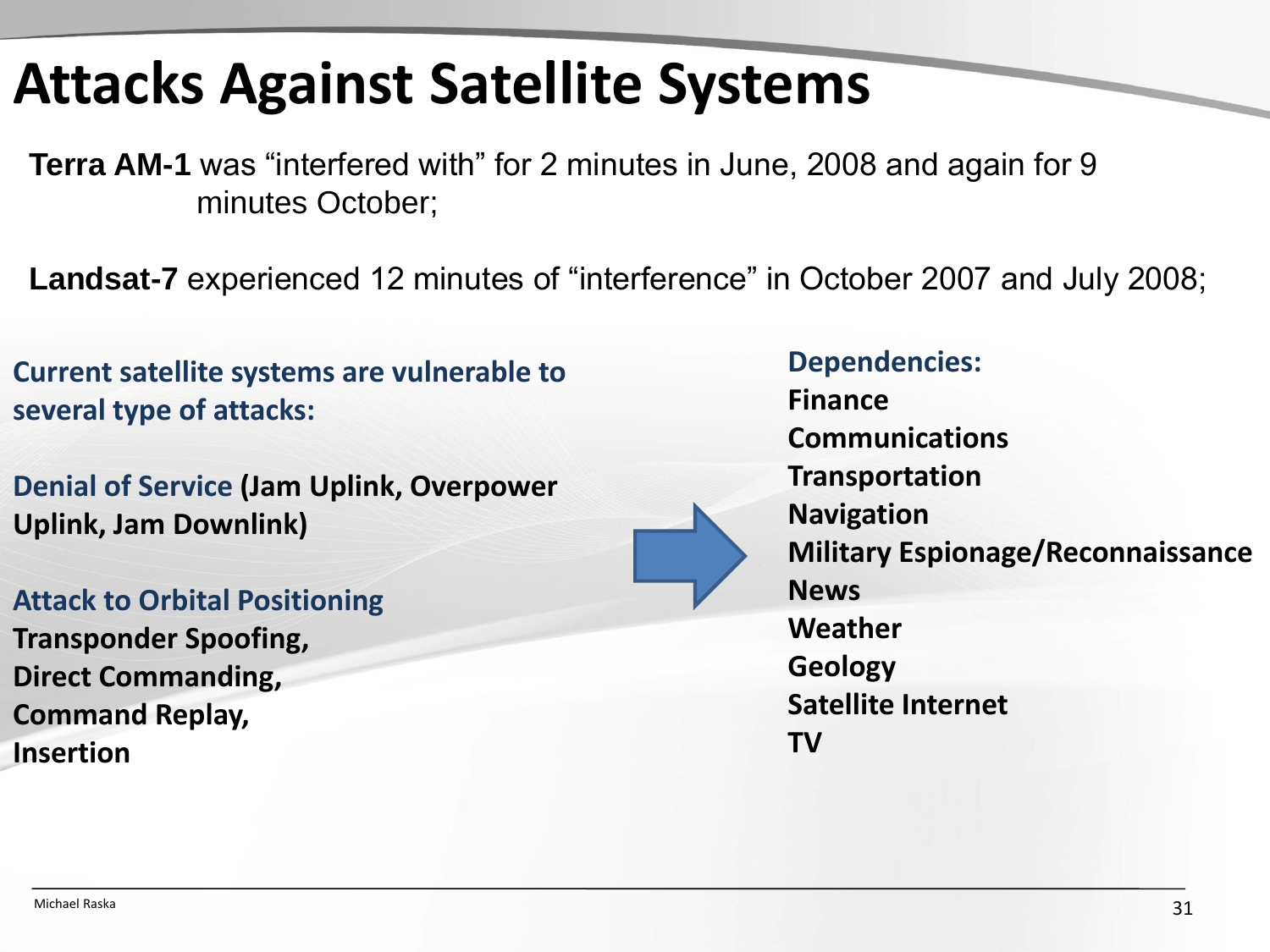# Attacks Against Satellite Systems

**Terra AM-1** was "interfered with" for 2 minutes in June, 2008 and again for 9 minutes October;

**Landsat-7** experienced 12 minutes of "interference" in October 2007 and July 2008;

**Current satellite systems are vulnerable to several type of attacks:**

**Denial of Service (Jam Uplink, Overpower Uplink, Jam Downlink)**

**Attack to Orbital Positioning**
**Transponder Spoofing,**
**Direct Commanding,**
**Command Replay,**
**Insertion**

**Dependencies:**
**Finance**
**Communications**
**Transportation**
**Navigation**
**Military Espionage/Reconnaissance**
**News**
**Weather**
**Geology**
**Satellite Internet**
**TV**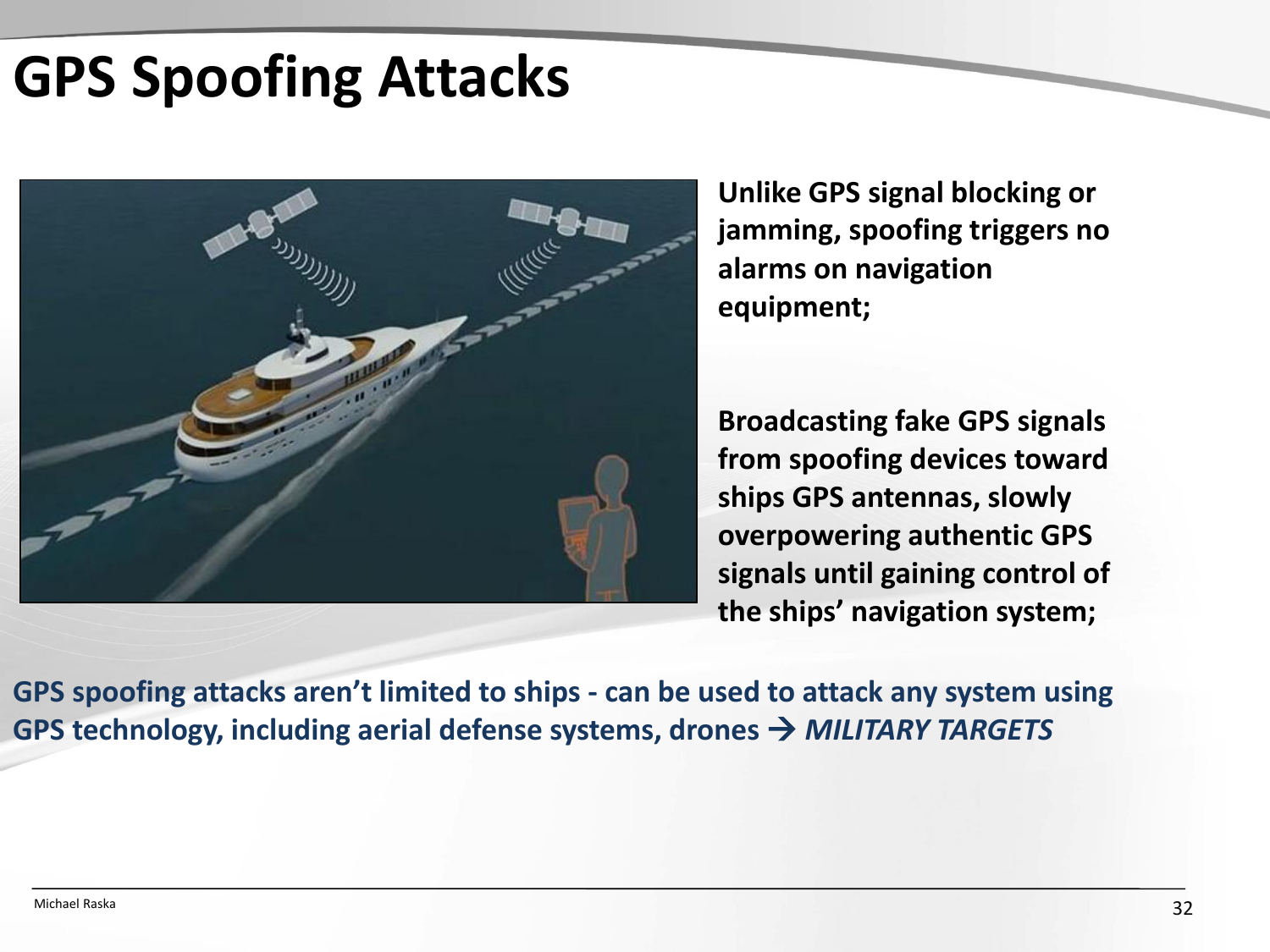# GPS Spoofing Attacks

**Unlike GPS signal blocking or jamming, spoofing triggers no alarms on navigation equipment;**

**Broadcasting fake GPS signals from spoofing devices toward ships GPS antennas, slowly overpowering authentic GPS signals until gaining control of the ships' navigation system;**

**GPS spoofing attacks aren't limited to ships - can be used to attack any system using GPS technology, including aerial defense systems, drones → *MILITARY TARGETS***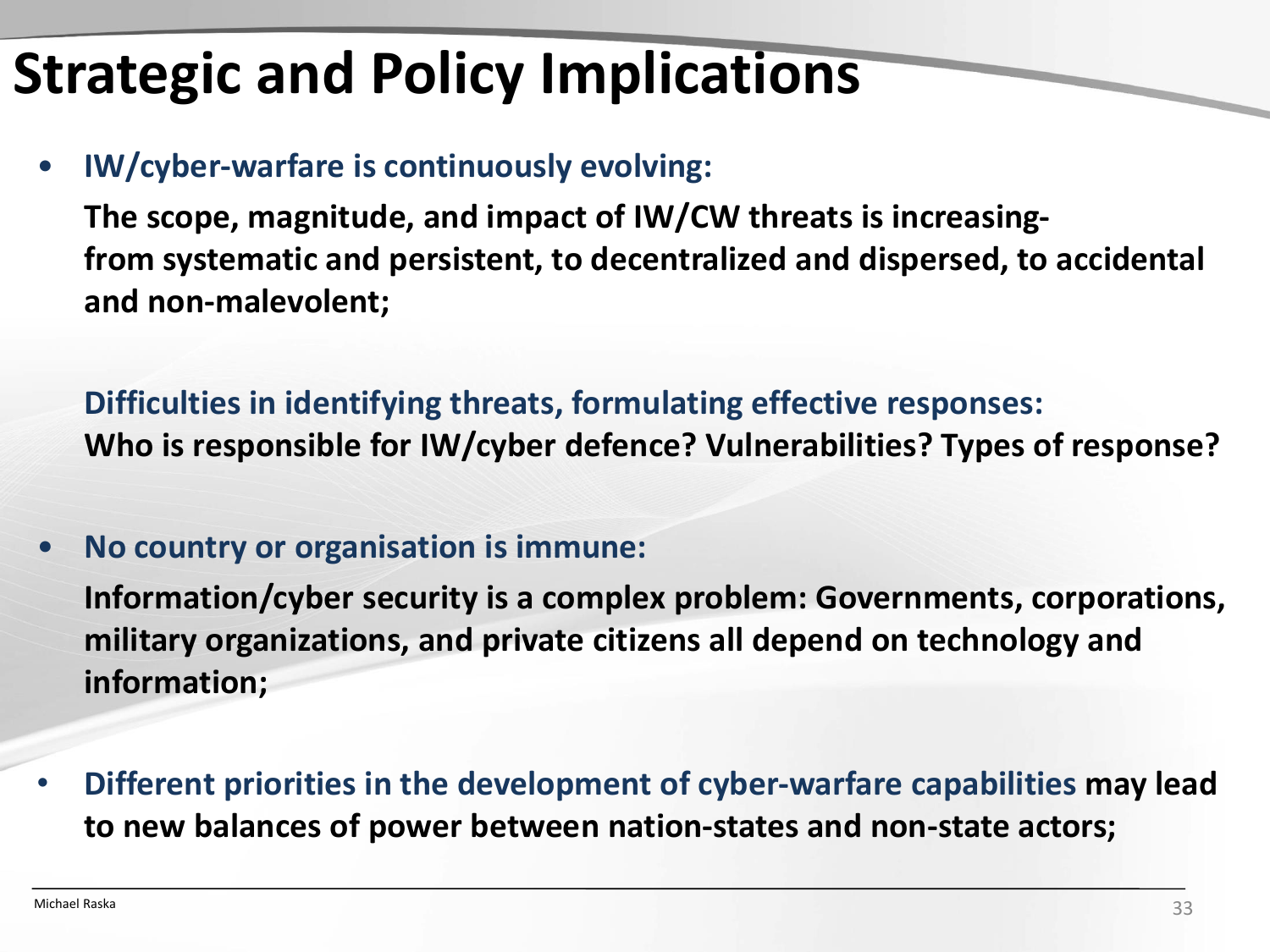# Strategic and Policy Implications

- **IW/cyber-warfare is continuously evolving:**

  **The scope, magnitude, and impact of IW/CW threats is increasing- from systematic and persistent, to decentralized and dispersed, to accidental and non-malevolent;**

  **Difficulties in identifying threats, formulating effective responses:**
  **Who is responsible for IW/cyber defence? Vulnerabilities? Types of response?**

- **No country or organisation is immune:**

  **Information/cyber security is a complex problem: Governments, corporations, military organizations, and private citizens all depend on technology and information;**

- **Different priorities in the development of cyber-warfare capabilities may lead to new balances of power between nation-states and non-state actors;**

Michael Raska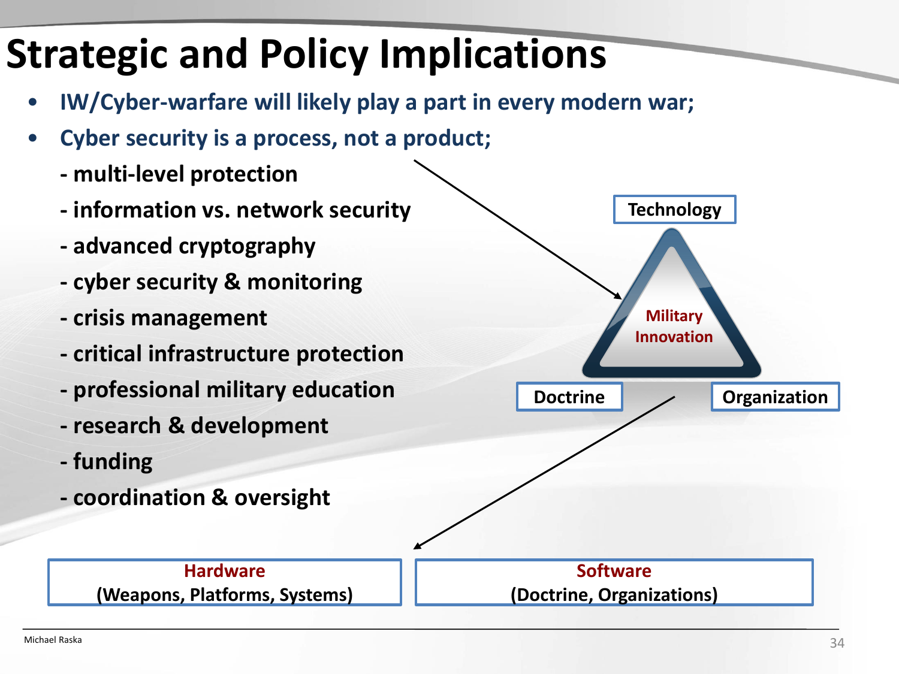# Strategic and Policy Implications

- **IW/Cyber-warfare will likely play a part in every modern war;**
- **Cyber security is a process, not a product;**
  - **- multi-level protection**
  - **- information vs. network security**
  - **- advanced cryptography**
  - **- cyber security & monitoring**
  - **- crisis management**
  - **- critical infrastructure protection**
  - **- professional military education**
  - **- research & development**
  - **- funding**
  - **- coordination & oversight**

Technology

Military Innovation

Doctrine

Organization

**Hardware**
**(Weapons, Platforms, Systems)**

**Software**
**(Doctrine, Organizations)**